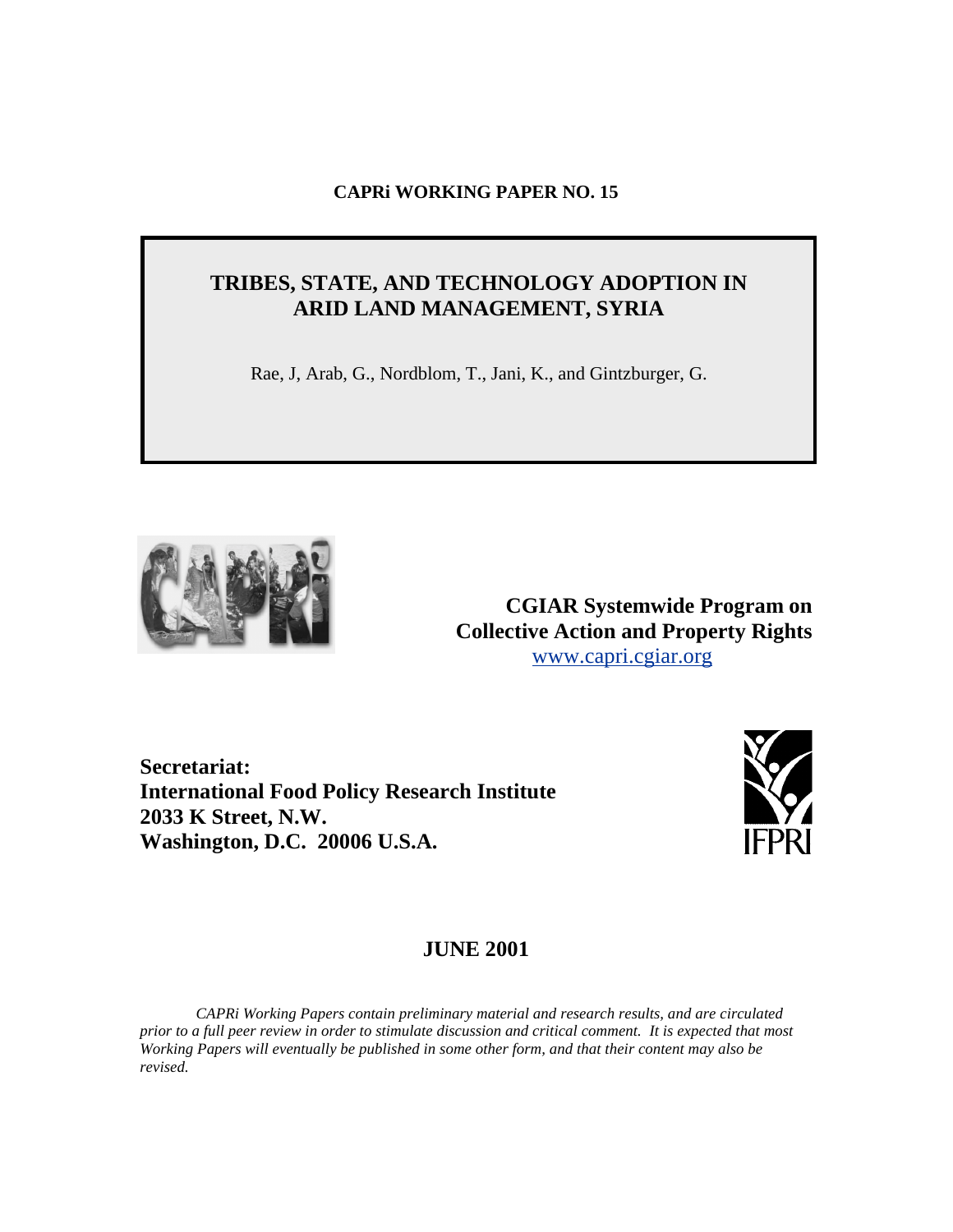**CAPRi WORKING PAPER NO. 15**

# TRIBES, STATE, AND TECHNOLOGY ADOPTION IN ARID LAND MANAGEMENT, SYRIA

Rae, J, Arab, G., Nordblom, T., Jani, K., and Gintzburger, G.

**CGIAR Systemwide Program on Collective Action and Property Rights**
www.capri.cgiar.org

**Secretariat:**
**International Food Policy Research Institute**
**2033 K Street, N.W.**
**Washington, D.C. 20006 U.S.A.**

IFPRI

**JUNE 2001**

*CAPRi Working Papers contain preliminary material and research results, and are circulated prior to a full peer review in order to stimulate discussion and critical comment. It is expected that most Working Papers will eventually be published in some other form, and that their content may also be revised.*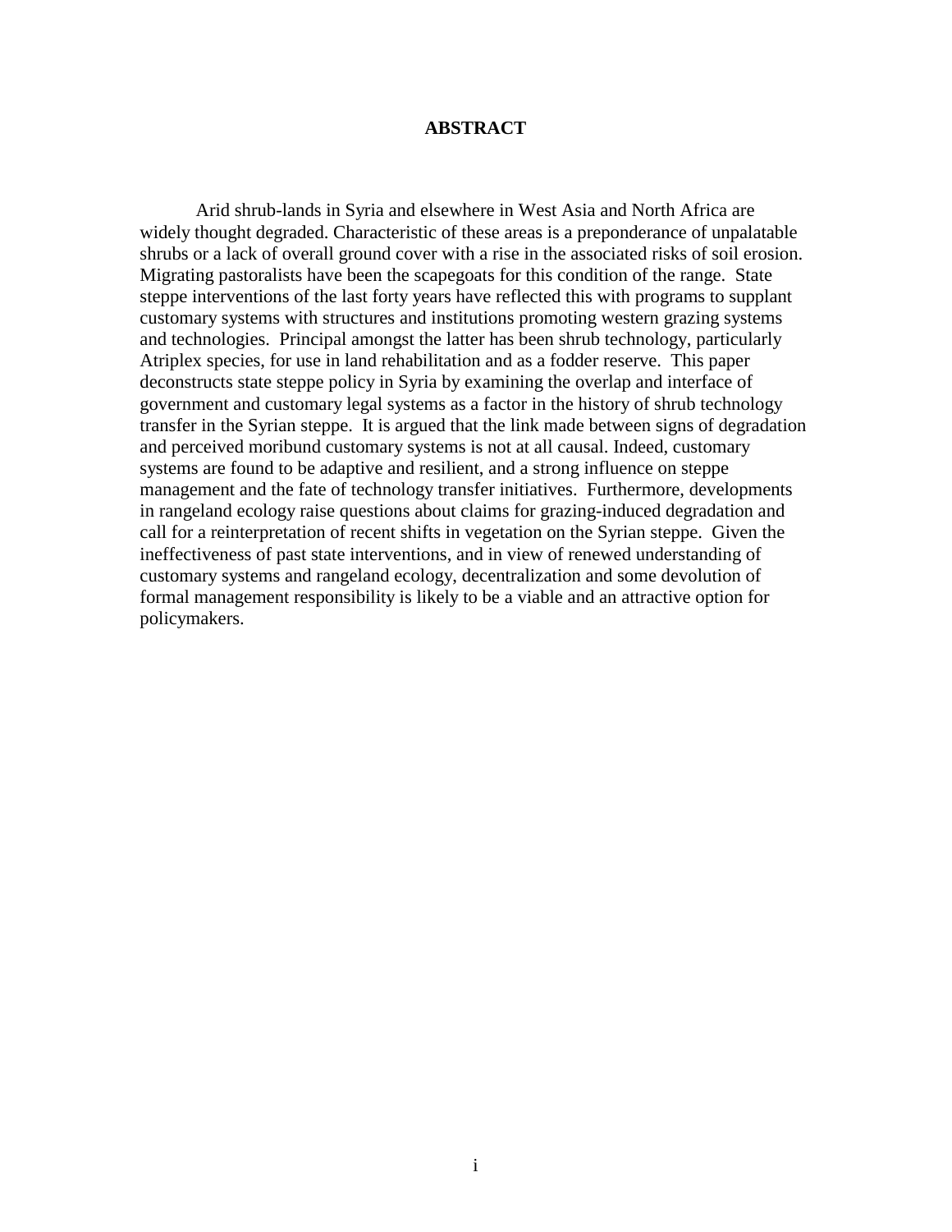# ABSTRACT

Arid shrub-lands in Syria and elsewhere in West Asia and North Africa are widely thought degraded. Characteristic of these areas is a preponderance of unpalatable shrubs or a lack of overall ground cover with a rise in the associated risks of soil erosion. Migrating pastoralists have been the scapegoats for this condition of the range. State steppe interventions of the last forty years have reflected this with programs to supplant customary systems with structures and institutions promoting western grazing systems and technologies. Principal amongst the latter has been shrub technology, particularly Atriplex species, for use in land rehabilitation and as a fodder reserve. This paper deconstructs state steppe policy in Syria by examining the overlap and interface of government and customary legal systems as a factor in the history of shrub technology transfer in the Syrian steppe. It is argued that the link made between signs of degradation and perceived moribund customary systems is not at all causal. Indeed, customary systems are found to be adaptive and resilient, and a strong influence on steppe management and the fate of technology transfer initiatives. Furthermore, developments in rangeland ecology raise questions about claims for grazing-induced degradation and call for a reinterpretation of recent shifts in vegetation on the Syrian steppe. Given the ineffectiveness of past state interventions, and in view of renewed understanding of customary systems and rangeland ecology, decentralization and some devolution of formal management responsibility is likely to be a viable and an attractive option for policymakers.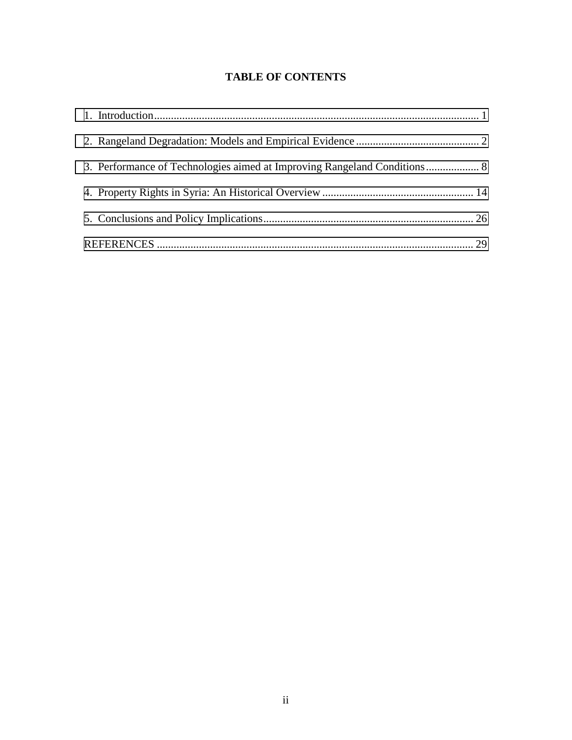# TABLE OF CONTENTS

1. Introduction.................................................................................................................... 1
2. Rangeland Degradation: Models and Empirical Evidence ............................................ 2
3. Performance of Technologies aimed at Improving Rangeland Conditions.................. 8
4. Property Rights in Syria: An Historical Overview ...................................................... 14
5. Conclusions and Policy Implications........................................................................... 26

REFERENCES ................................................................................................................. 29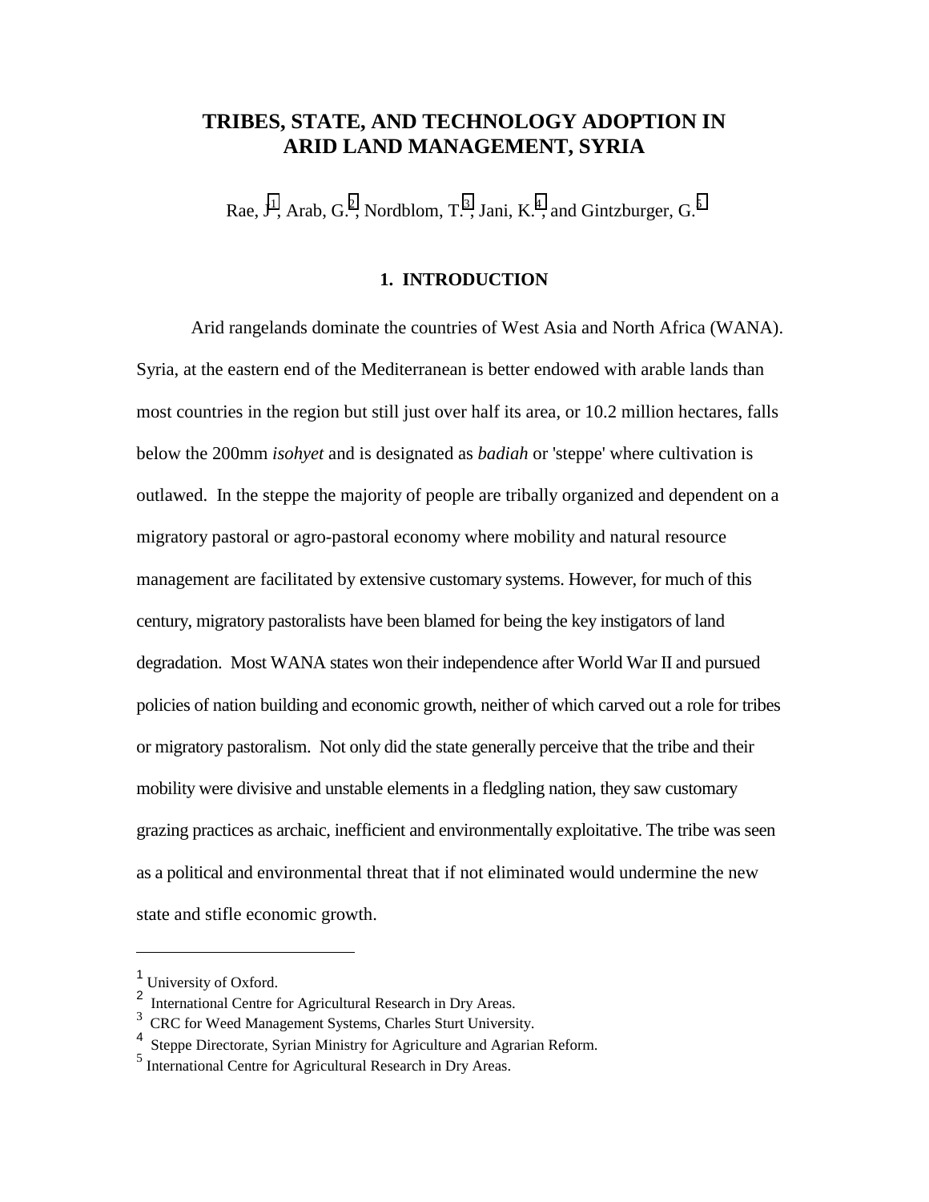# TRIBES, STATE, AND TECHNOLOGY ADOPTION IN ARID LAND MANAGEMENT, SYRIA

Rae, J.[1], Arab, G.[2], Nordblom, T.[3], Jani, K.[4], and Gintzburger, G.[5]

## 1. INTRODUCTION

Arid rangelands dominate the countries of West Asia and North Africa (WANA). Syria, at the eastern end of the Mediterranean is better endowed with arable lands than most countries in the region but still just over half its area, or 10.2 million hectares, falls below the 200mm *isohyet* and is designated as *badiah* or 'steppe' where cultivation is outlawed. In the steppe the majority of people are tribally organized and dependent on a migratory pastoral or agro-pastoral economy where mobility and natural resource management are facilitated by extensive customary systems. However, for much of this century, migratory pastoralists have been blamed for being the key instigators of land degradation. Most WANA states won their independence after World War II and pursued policies of nation building and economic growth, neither of which carved out a role for tribes or migratory pastoralism. Not only did the state generally perceive that the tribe and their mobility were divisive and unstable elements in a fledgling nation, they saw customary grazing practices as archaic, inefficient and environmentally exploitative. The tribe was seen as a political and environmental threat that if not eliminated would undermine the new state and stifle economic growth.

---

[1] University of Oxford.

[2] International Centre for Agricultural Research in Dry Areas.

[3] CRC for Weed Management Systems, Charles Sturt University.

[4] Steppe Directorate, Syrian Ministry for Agriculture and Agrarian Reform.

[5] International Centre for Agricultural Research in Dry Areas.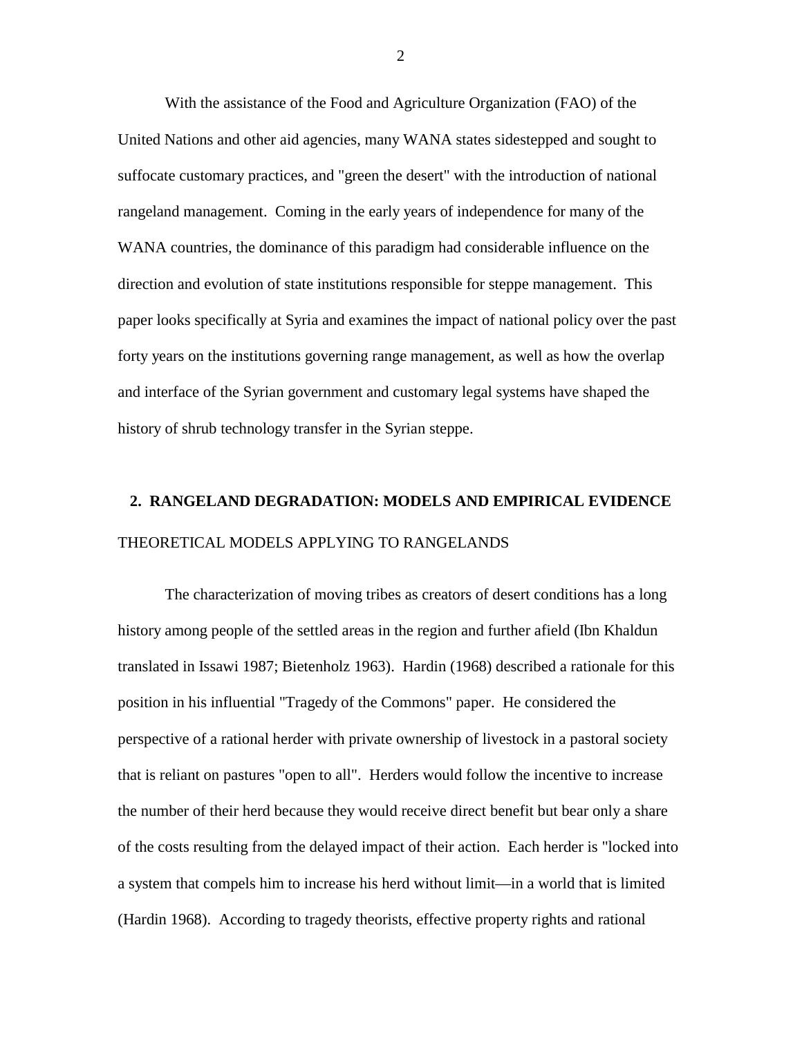With the assistance of the Food and Agriculture Organization (FAO) of the United Nations and other aid agencies, many WANA states sidestepped and sought to suffocate customary practices, and "green the desert" with the introduction of national rangeland management. Coming in the early years of independence for many of the WANA countries, the dominance of this paradigm had considerable influence on the direction and evolution of state institutions responsible for steppe management. This paper looks specifically at Syria and examines the impact of national policy over the past forty years on the institutions governing range management, as well as how the overlap and interface of the Syrian government and customary legal systems have shaped the history of shrub technology transfer in the Syrian steppe.

## 2. RANGELAND DEGRADATION: MODELS AND EMPIRICAL EVIDENCE

### THEORETICAL MODELS APPLYING TO RANGELANDS

The characterization of moving tribes as creators of desert conditions has a long history among people of the settled areas in the region and further afield (Ibn Khaldun translated in Issawi 1987; Bietenholz 1963). Hardin (1968) described a rationale for this position in his influential "Tragedy of the Commons" paper. He considered the perspective of a rational herder with private ownership of livestock in a pastoral society that is reliant on pastures "open to all". Herders would follow the incentive to increase the number of their herd because they would receive direct benefit but bear only a share of the costs resulting from the delayed impact of their action. Each herder is "locked into a system that compels him to increase his herd without limit—in a world that is limited (Hardin 1968). According to tragedy theorists, effective property rights and rational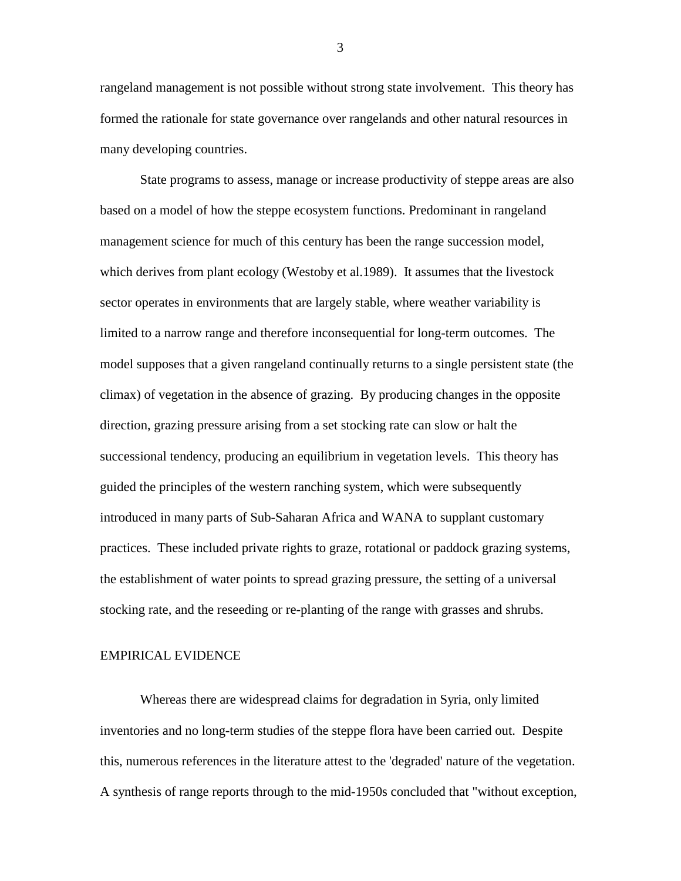rangeland management is not possible without strong state involvement. This theory has formed the rationale for state governance over rangelands and other natural resources in many developing countries.

State programs to assess, manage or increase productivity of steppe areas are also based on a model of how the steppe ecosystem functions. Predominant in rangeland management science for much of this century has been the range succession model, which derives from plant ecology (Westoby et al.1989). It assumes that the livestock sector operates in environments that are largely stable, where weather variability is limited to a narrow range and therefore inconsequential for long-term outcomes. The model supposes that a given rangeland continually returns to a single persistent state (the climax) of vegetation in the absence of grazing. By producing changes in the opposite direction, grazing pressure arising from a set stocking rate can slow or halt the successional tendency, producing an equilibrium in vegetation levels. This theory has guided the principles of the western ranching system, which were subsequently introduced in many parts of Sub-Saharan Africa and WANA to supplant customary practices. These included private rights to graze, rotational or paddock grazing systems, the establishment of water points to spread grazing pressure, the setting of a universal stocking rate, and the reseeding or re-planting of the range with grasses and shrubs.

## EMPIRICAL EVIDENCE

Whereas there are widespread claims for degradation in Syria, only limited inventories and no long-term studies of the steppe flora have been carried out. Despite this, numerous references in the literature attest to the 'degraded' nature of the vegetation. A synthesis of range reports through to the mid-1950s concluded that "without exception,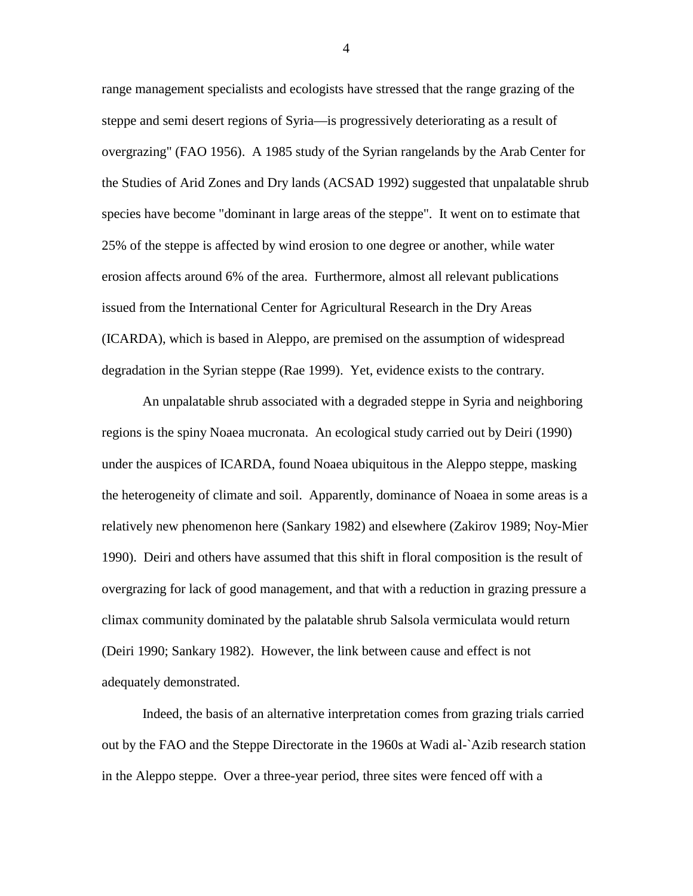range management specialists and ecologists have stressed that the range grazing of the steppe and semi desert regions of Syria—is progressively deteriorating as a result of overgrazing" (FAO 1956). A 1985 study of the Syrian rangelands by the Arab Center for the Studies of Arid Zones and Dry lands (ACSAD 1992) suggested that unpalatable shrub species have become "dominant in large areas of the steppe". It went on to estimate that 25% of the steppe is affected by wind erosion to one degree or another, while water erosion affects around 6% of the area. Furthermore, almost all relevant publications issued from the International Center for Agricultural Research in the Dry Areas (ICARDA), which is based in Aleppo, are premised on the assumption of widespread degradation in the Syrian steppe (Rae 1999). Yet, evidence exists to the contrary.

An unpalatable shrub associated with a degraded steppe in Syria and neighboring regions is the spiny Noaea mucronata. An ecological study carried out by Deiri (1990) under the auspices of ICARDA, found Noaea ubiquitous in the Aleppo steppe, masking the heterogeneity of climate and soil. Apparently, dominance of Noaea in some areas is a relatively new phenomenon here (Sankary 1982) and elsewhere (Zakirov 1989; Noy-Mier 1990). Deiri and others have assumed that this shift in floral composition is the result of overgrazing for lack of good management, and that with a reduction in grazing pressure a climax community dominated by the palatable shrub Salsola vermiculata would return (Deiri 1990; Sankary 1982). However, the link between cause and effect is not adequately demonstrated.

Indeed, the basis of an alternative interpretation comes from grazing trials carried out by the FAO and the Steppe Directorate in the 1960s at Wadi al-`Azib research station in the Aleppo steppe. Over a three-year period, three sites were fenced off with a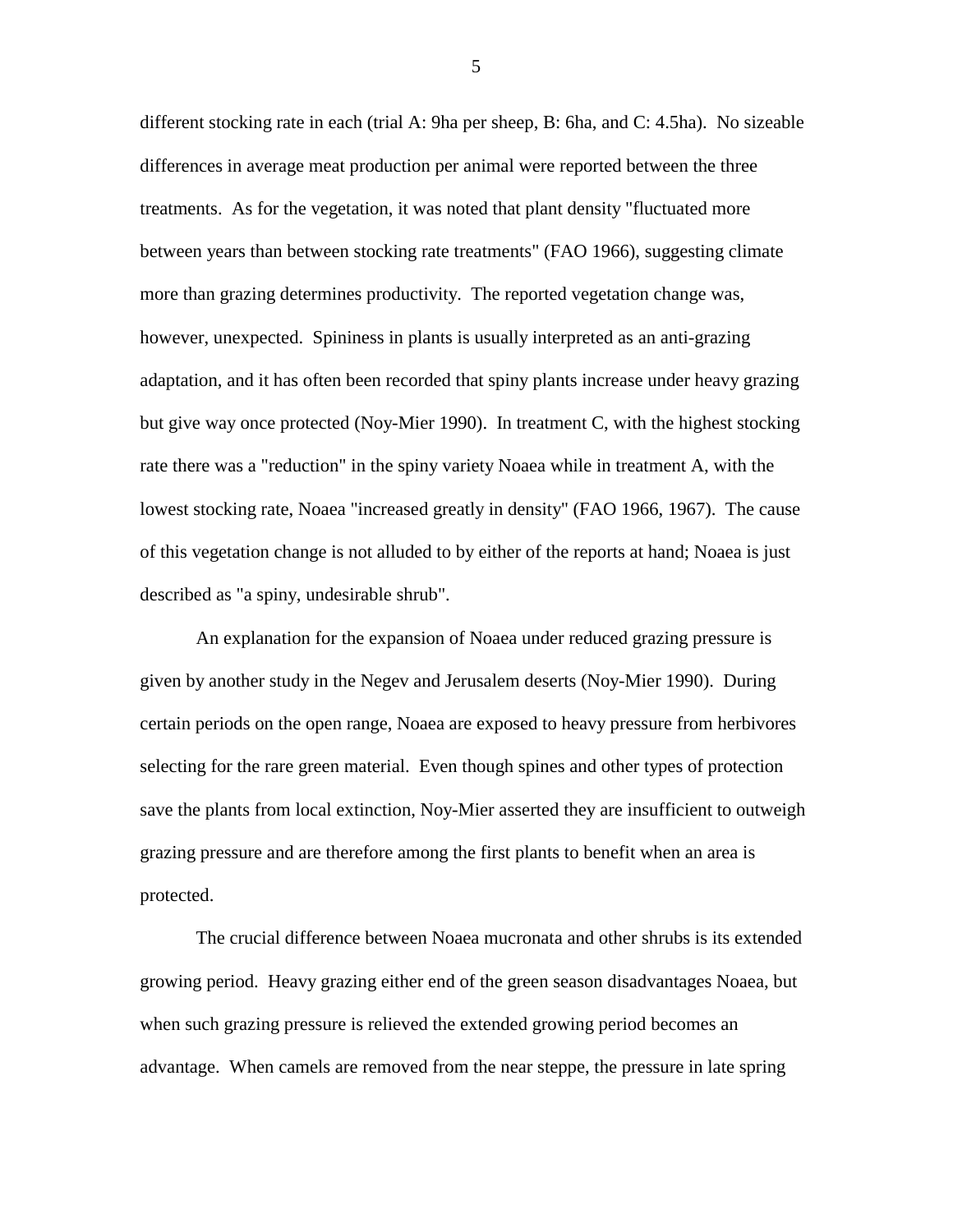different stocking rate in each (trial A: 9ha per sheep, B: 6ha, and C: 4.5ha). No sizeable differences in average meat production per animal were reported between the three treatments. As for the vegetation, it was noted that plant density "fluctuated more between years than between stocking rate treatments" (FAO 1966), suggesting climate more than grazing determines productivity. The reported vegetation change was, however, unexpected. Spininess in plants is usually interpreted as an anti-grazing adaptation, and it has often been recorded that spiny plants increase under heavy grazing but give way once protected (Noy-Mier 1990). In treatment C, with the highest stocking rate there was a "reduction" in the spiny variety Noaea while in treatment A, with the lowest stocking rate, Noaea "increased greatly in density" (FAO 1966, 1967). The cause of this vegetation change is not alluded to by either of the reports at hand; Noaea is just described as "a spiny, undesirable shrub".

An explanation for the expansion of Noaea under reduced grazing pressure is given by another study in the Negev and Jerusalem deserts (Noy-Mier 1990). During certain periods on the open range, Noaea are exposed to heavy pressure from herbivores selecting for the rare green material. Even though spines and other types of protection save the plants from local extinction, Noy-Mier asserted they are insufficient to outweigh grazing pressure and are therefore among the first plants to benefit when an area is protected.

The crucial difference between Noaea mucronata and other shrubs is its extended growing period. Heavy grazing either end of the green season disadvantages Noaea, but when such grazing pressure is relieved the extended growing period becomes an advantage. When camels are removed from the near steppe, the pressure in late spring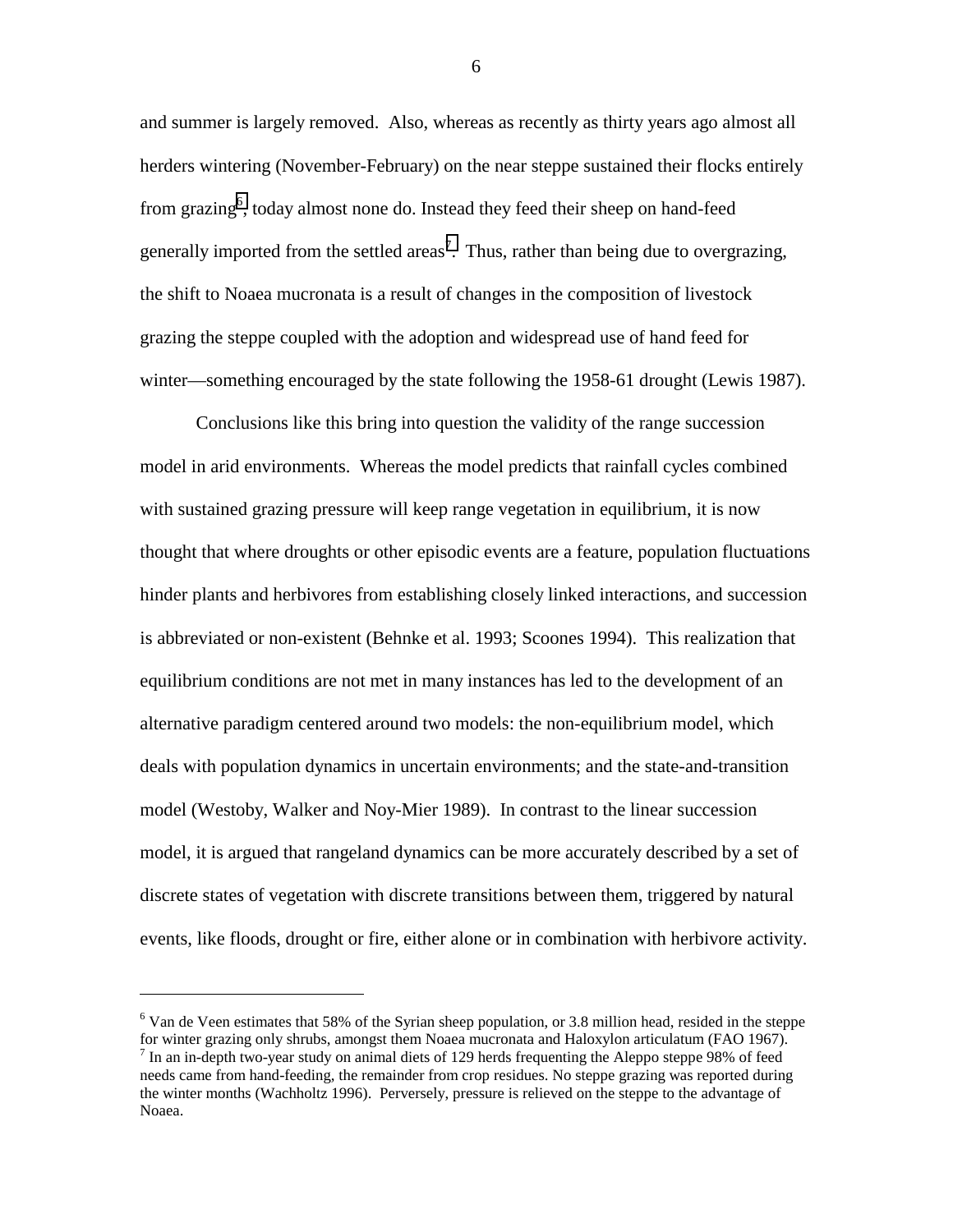and summer is largely removed. Also, whereas as recently as thirty years ago almost all herders wintering (November-February) on the near steppe sustained their flocks entirely from grazing[6], today almost none do. Instead they feed their sheep on hand-feed generally imported from the settled areas[7]. Thus, rather than being due to overgrazing, the shift to Noaea mucronata is a result of changes in the composition of livestock grazing the steppe coupled with the adoption and widespread use of hand feed for winter—something encouraged by the state following the 1958-61 drought (Lewis 1987).

Conclusions like this bring into question the validity of the range succession model in arid environments. Whereas the model predicts that rainfall cycles combined with sustained grazing pressure will keep range vegetation in equilibrium, it is now thought that where droughts or other episodic events are a feature, population fluctuations hinder plants and herbivores from establishing closely linked interactions, and succession is abbreviated or non-existent (Behnke et al. 1993; Scoones 1994). This realization that equilibrium conditions are not met in many instances has led to the development of an alternative paradigm centered around two models: the non-equilibrium model, which deals with population dynamics in uncertain environments; and the state-and-transition model (Westoby, Walker and Noy-Mier 1989). In contrast to the linear succession model, it is argued that rangeland dynamics can be more accurately described by a set of discrete states of vegetation with discrete transitions between them, triggered by natural events, like floods, drought or fire, either alone or in combination with herbivore activity.

---

[6] Van de Veen estimates that 58% of the Syrian sheep population, or 3.8 million head, resided in the steppe for winter grazing only shrubs, amongst them Noaea mucronata and Haloxylon articulatum (FAO 1967).

[7] In an in-depth two-year study on animal diets of 129 herds frequenting the Aleppo steppe 98% of feed needs came from hand-feeding, the remainder from crop residues. No steppe grazing was reported during the winter months (Wachholtz 1996). Perversely, pressure is relieved on the steppe to the advantage of Noaea.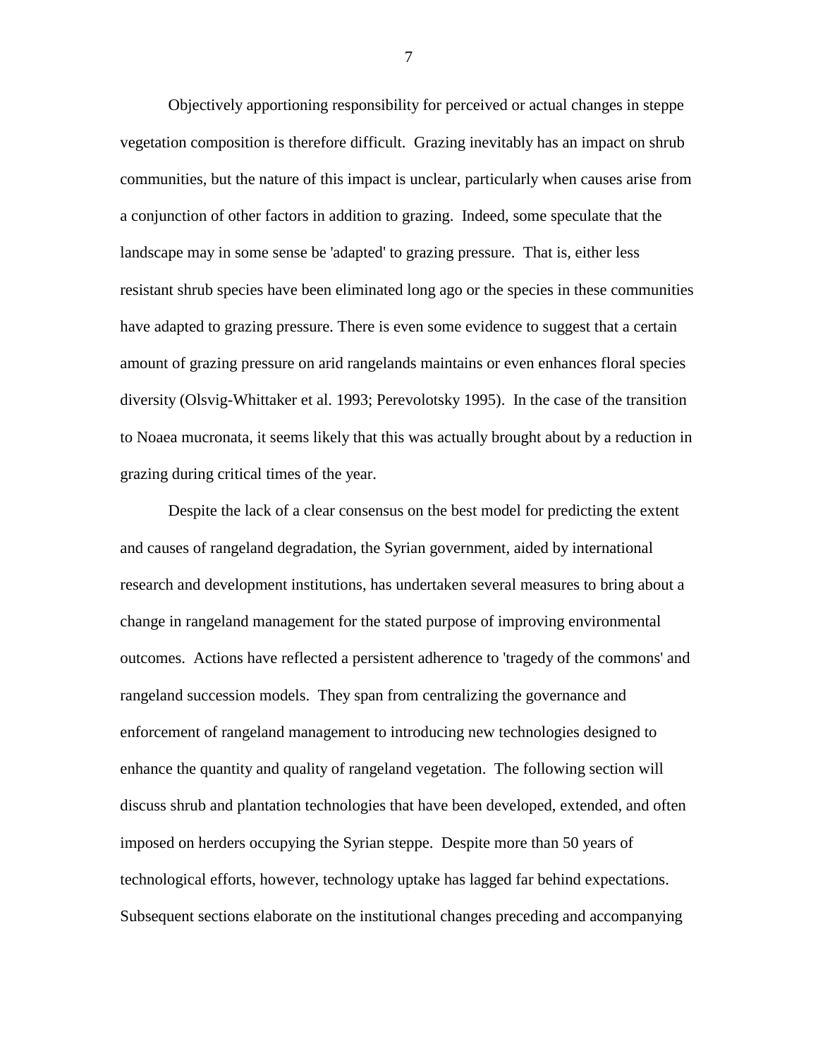Objectively apportioning responsibility for perceived or actual changes in steppe vegetation composition is therefore difficult. Grazing inevitably has an impact on shrub communities, but the nature of this impact is unclear, particularly when causes arise from a conjunction of other factors in addition to grazing. Indeed, some speculate that the landscape may in some sense be 'adapted' to grazing pressure. That is, either less resistant shrub species have been eliminated long ago or the species in these communities have adapted to grazing pressure. There is even some evidence to suggest that a certain amount of grazing pressure on arid rangelands maintains or even enhances floral species diversity (Olsvig-Whittaker et al. 1993; Perevolotsky 1995). In the case of the transition to Noaea mucronata, it seems likely that this was actually brought about by a reduction in grazing during critical times of the year.

Despite the lack of a clear consensus on the best model for predicting the extent and causes of rangeland degradation, the Syrian government, aided by international research and development institutions, has undertaken several measures to bring about a change in rangeland management for the stated purpose of improving environmental outcomes. Actions have reflected a persistent adherence to 'tragedy of the commons' and rangeland succession models. They span from centralizing the governance and enforcement of rangeland management to introducing new technologies designed to enhance the quantity and quality of rangeland vegetation. The following section will discuss shrub and plantation technologies that have been developed, extended, and often imposed on herders occupying the Syrian steppe. Despite more than 50 years of technological efforts, however, technology uptake has lagged far behind expectations. Subsequent sections elaborate on the institutional changes preceding and accompanying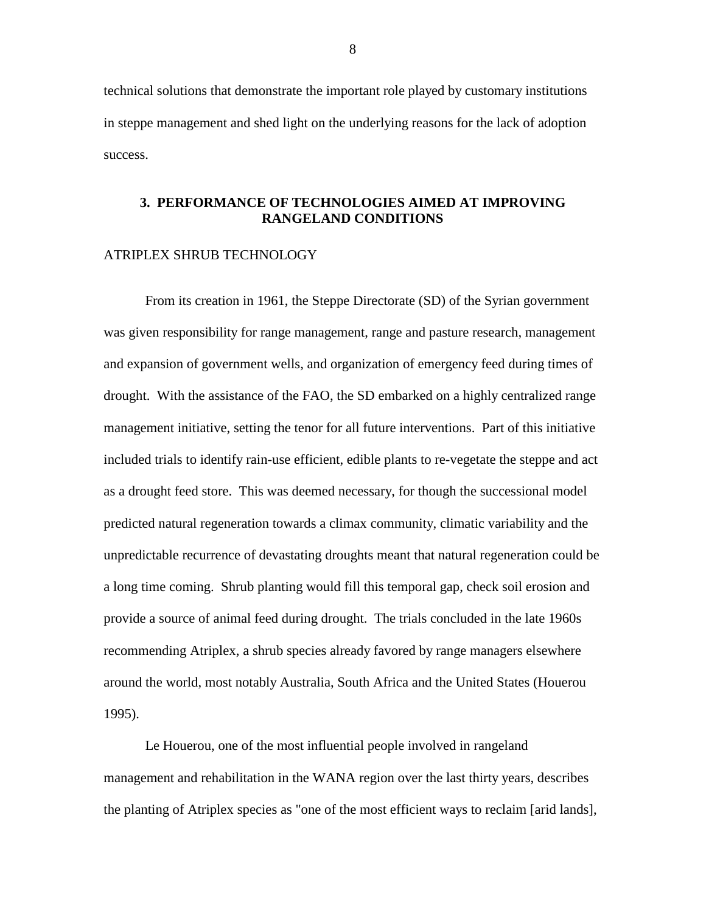technical solutions that demonstrate the important role played by customary institutions in steppe management and shed light on the underlying reasons for the lack of adoption success.

## 3. PERFORMANCE OF TECHNOLOGIES AIMED AT IMPROVING RANGELAND CONDITIONS

### ATRIPLEX SHRUB TECHNOLOGY

From its creation in 1961, the Steppe Directorate (SD) of the Syrian government was given responsibility for range management, range and pasture research, management and expansion of government wells, and organization of emergency feed during times of drought. With the assistance of the FAO, the SD embarked on a highly centralized range management initiative, setting the tenor for all future interventions. Part of this initiative included trials to identify rain-use efficient, edible plants to re-vegetate the steppe and act as a drought feed store. This was deemed necessary, for though the successional model predicted natural regeneration towards a climax community, climatic variability and the unpredictable recurrence of devastating droughts meant that natural regeneration could be a long time coming. Shrub planting would fill this temporal gap, check soil erosion and provide a source of animal feed during drought. The trials concluded in the late 1960s recommending Atriplex, a shrub species already favored by range managers elsewhere around the world, most notably Australia, South Africa and the United States (Houerou 1995).

Le Houerou, one of the most influential people involved in rangeland management and rehabilitation in the WANA region over the last thirty years, describes the planting of Atriplex species as "one of the most efficient ways to reclaim [arid lands],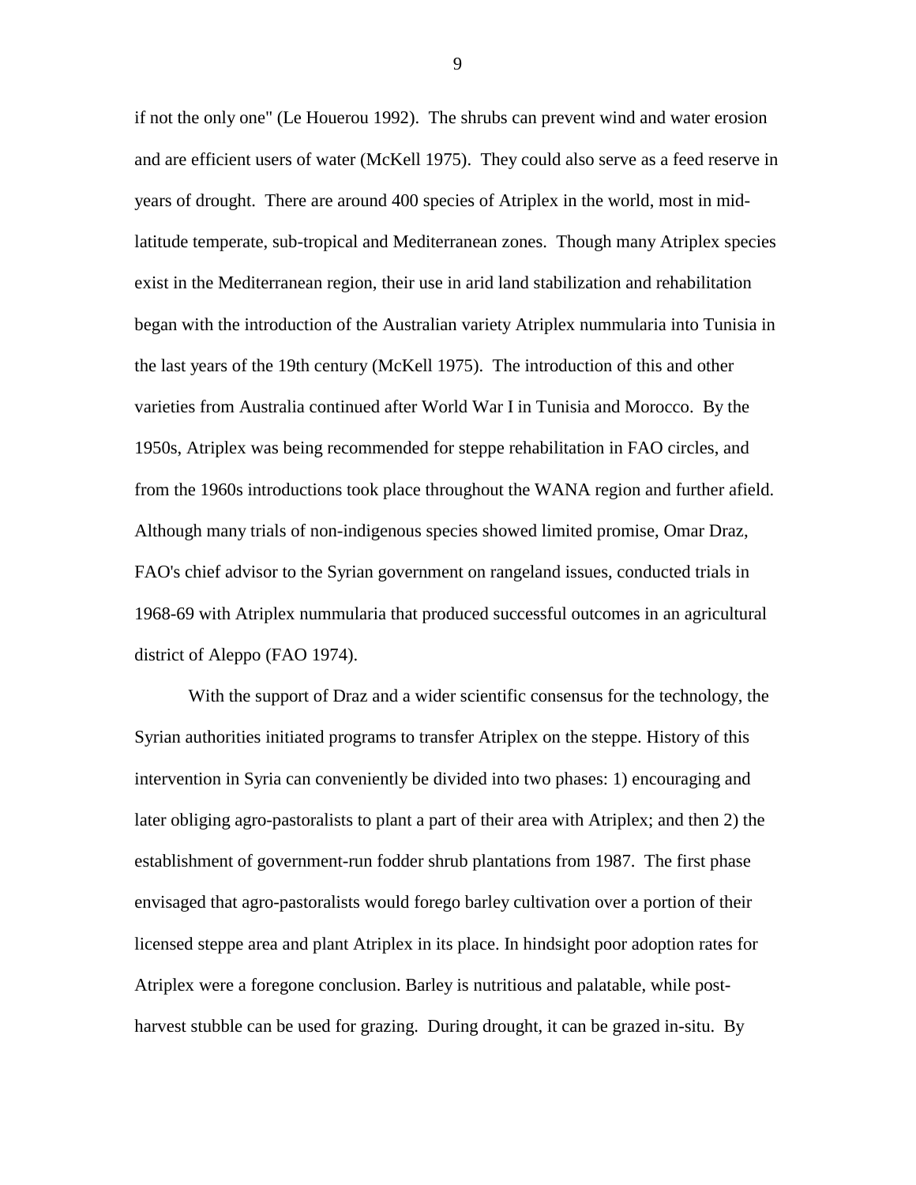if not the only one" (Le Houerou 1992). The shrubs can prevent wind and water erosion and are efficient users of water (McKell 1975). They could also serve as a feed reserve in years of drought. There are around 400 species of Atriplex in the world, most in mid-latitude temperate, sub-tropical and Mediterranean zones. Though many Atriplex species exist in the Mediterranean region, their use in arid land stabilization and rehabilitation began with the introduction of the Australian variety Atriplex nummularia into Tunisia in the last years of the 19th century (McKell 1975). The introduction of this and other varieties from Australia continued after World War I in Tunisia and Morocco. By the 1950s, Atriplex was being recommended for steppe rehabilitation in FAO circles, and from the 1960s introductions took place throughout the WANA region and further afield. Although many trials of non-indigenous species showed limited promise, Omar Draz, FAO's chief advisor to the Syrian government on rangeland issues, conducted trials in 1968-69 with Atriplex nummularia that produced successful outcomes in an agricultural district of Aleppo (FAO 1974).

With the support of Draz and a wider scientific consensus for the technology, the Syrian authorities initiated programs to transfer Atriplex on the steppe. History of this intervention in Syria can conveniently be divided into two phases: 1) encouraging and later obliging agro-pastoralists to plant a part of their area with Atriplex; and then 2) the establishment of government-run fodder shrub plantations from 1987. The first phase envisaged that agro-pastoralists would forego barley cultivation over a portion of their licensed steppe area and plant Atriplex in its place. In hindsight poor adoption rates for Atriplex were a foregone conclusion. Barley is nutritious and palatable, while post-harvest stubble can be used for grazing. During drought, it can be grazed in-situ. By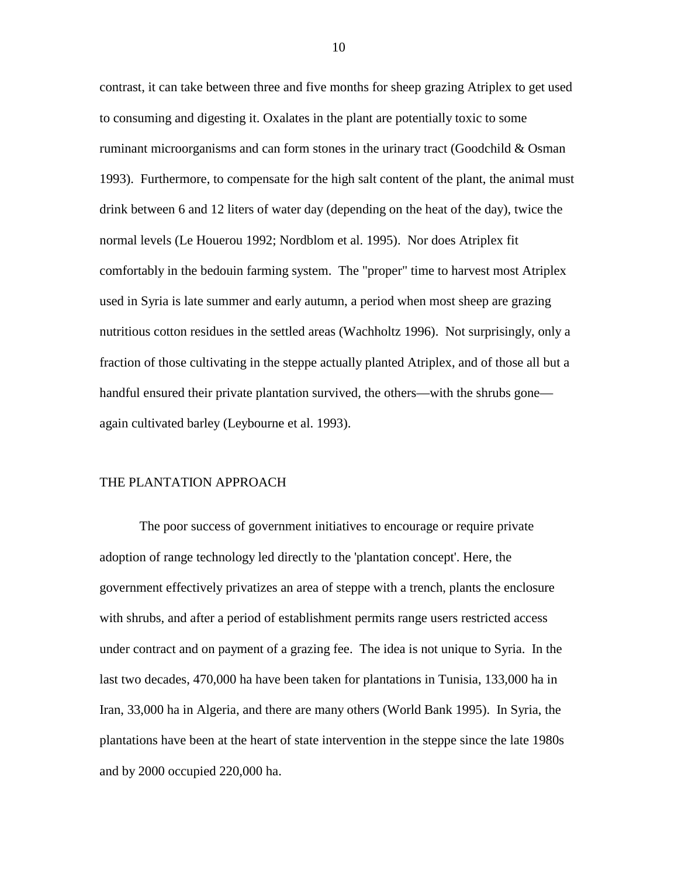contrast, it can take between three and five months for sheep grazing Atriplex to get used to consuming and digesting it. Oxalates in the plant are potentially toxic to some ruminant microorganisms and can form stones in the urinary tract (Goodchild & Osman 1993). Furthermore, to compensate for the high salt content of the plant, the animal must drink between 6 and 12 liters of water day (depending on the heat of the day), twice the normal levels (Le Houerou 1992; Nordblom et al. 1995). Nor does Atriplex fit comfortably in the bedouin farming system. The "proper" time to harvest most Atriplex used in Syria is late summer and early autumn, a period when most sheep are grazing nutritious cotton residues in the settled areas (Wachholtz 1996). Not surprisingly, only a fraction of those cultivating in the steppe actually planted Atriplex, and of those all but a handful ensured their private plantation survived, the others—with the shrubs gone—again cultivated barley (Leybourne et al. 1993).

## THE PLANTATION APPROACH

The poor success of government initiatives to encourage or require private adoption of range technology led directly to the 'plantation concept'. Here, the government effectively privatizes an area of steppe with a trench, plants the enclosure with shrubs, and after a period of establishment permits range users restricted access under contract and on payment of a grazing fee. The idea is not unique to Syria. In the last two decades, 470,000 ha have been taken for plantations in Tunisia, 133,000 ha in Iran, 33,000 ha in Algeria, and there are many others (World Bank 1995). In Syria, the plantations have been at the heart of state intervention in the steppe since the late 1980s and by 2000 occupied 220,000 ha.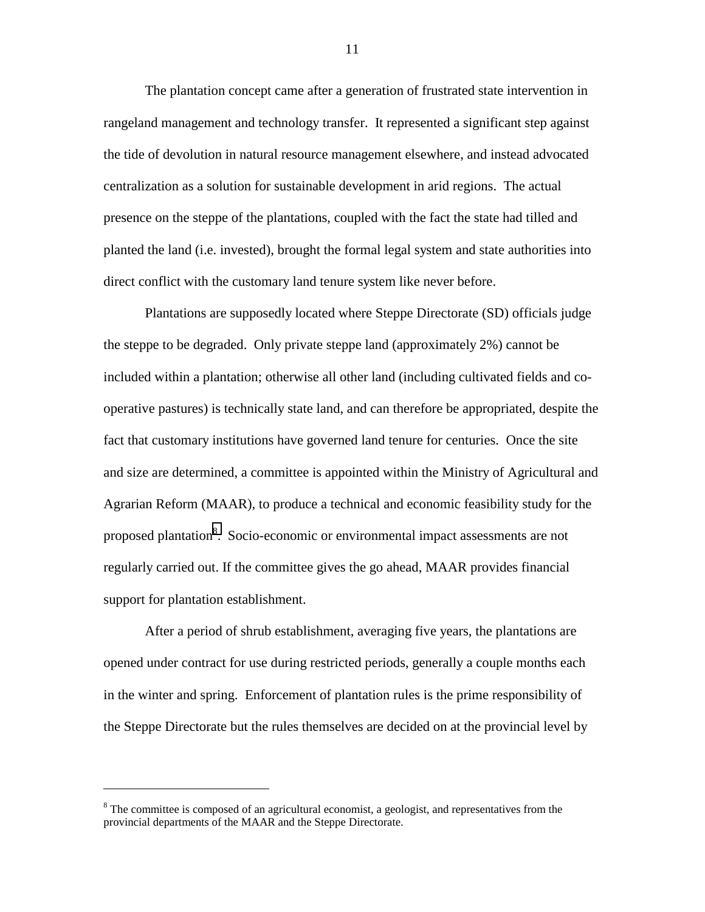The plantation concept came after a generation of frustrated state intervention in rangeland management and technology transfer. It represented a significant step against the tide of devolution in natural resource management elsewhere, and instead advocated centralization as a solution for sustainable development in arid regions. The actual presence on the steppe of the plantations, coupled with the fact the state had tilled and planted the land (i.e. invested), brought the formal legal system and state authorities into direct conflict with the customary land tenure system like never before.

Plantations are supposedly located where Steppe Directorate (SD) officials judge the steppe to be degraded. Only private steppe land (approximately 2%) cannot be included within a plantation; otherwise all other land (including cultivated fields and co-operative pastures) is technically state land, and can therefore be appropriated, despite the fact that customary institutions have governed land tenure for centuries. Once the site and size are determined, a committee is appointed within the Ministry of Agricultural and Agrarian Reform (MAAR), to produce a technical and economic feasibility study for the proposed plantation[8]. Socio-economic or environmental impact assessments are not regularly carried out. If the committee gives the go ahead, MAAR provides financial support for plantation establishment.

After a period of shrub establishment, averaging five years, the plantations are opened under contract for use during restricted periods, generally a couple months each in the winter and spring. Enforcement of plantation rules is the prime responsibility of the Steppe Directorate but the rules themselves are decided on at the provincial level by

---

[8] The committee is composed of an agricultural economist, a geologist, and representatives from the provincial departments of the MAAR and the Steppe Directorate.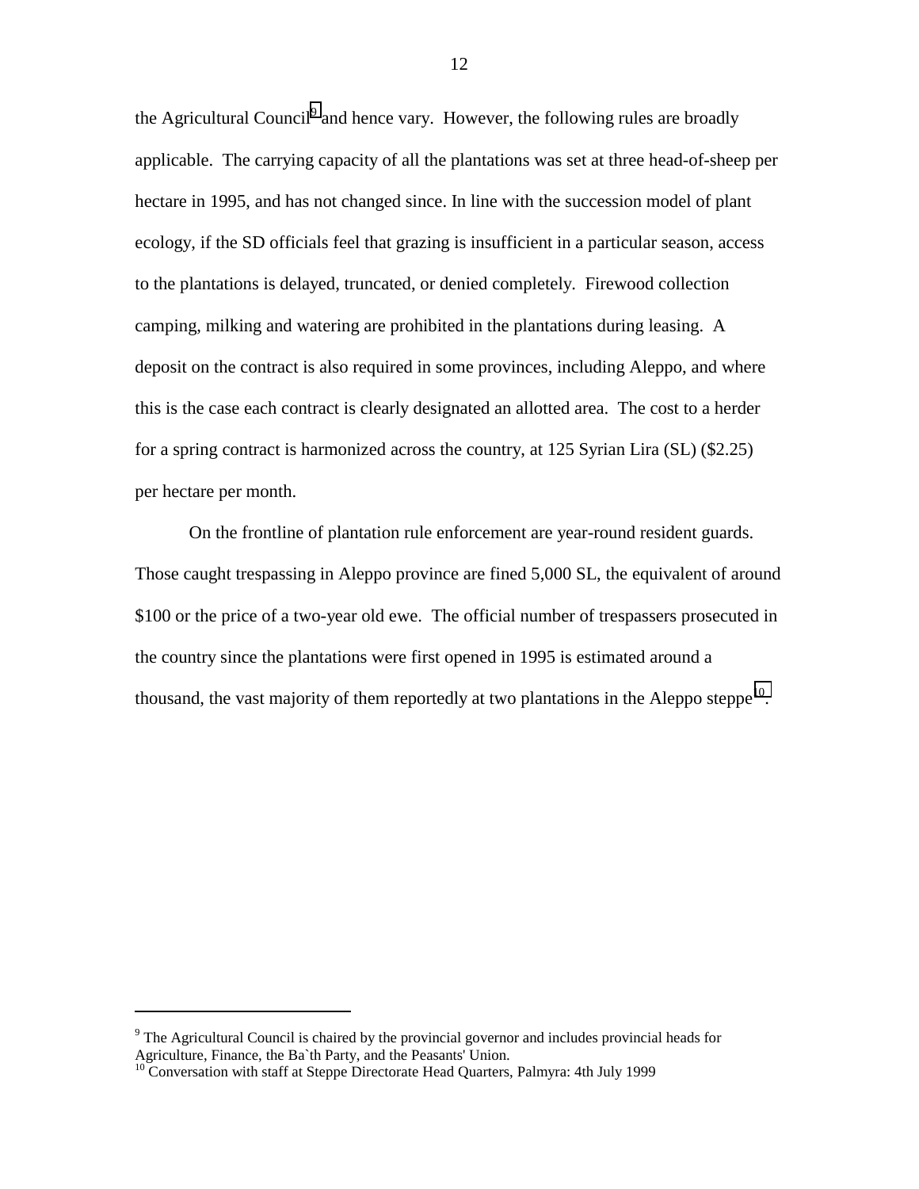the Agricultural Council[9] and hence vary. However, the following rules are broadly applicable. The carrying capacity of all the plantations was set at three head-of-sheep per hectare in 1995, and has not changed since. In line with the succession model of plant ecology, if the SD officials feel that grazing is insufficient in a particular season, access to the plantations is delayed, truncated, or denied completely. Firewood collection camping, milking and watering are prohibited in the plantations during leasing. A deposit on the contract is also required in some provinces, including Aleppo, and where this is the case each contract is clearly designated an allotted area. The cost to a herder for a spring contract is harmonized across the country, at 125 Syrian Lira (SL) ($2.25) per hectare per month.

On the frontline of plantation rule enforcement are year-round resident guards. Those caught trespassing in Aleppo province are fined 5,000 SL, the equivalent of around $100 or the price of a two-year old ewe. The official number of trespassers prosecuted in the country since the plantations were first opened in 1995 is estimated around a thousand, the vast majority of them reportedly at two plantations in the Aleppo steppe[10].

---

[9] The Agricultural Council is chaired by the provincial governor and includes provincial heads for Agriculture, Finance, the Ba`th Party, and the Peasants' Union.

[10] Conversation with staff at Steppe Directorate Head Quarters, Palmyra: 4th July 1999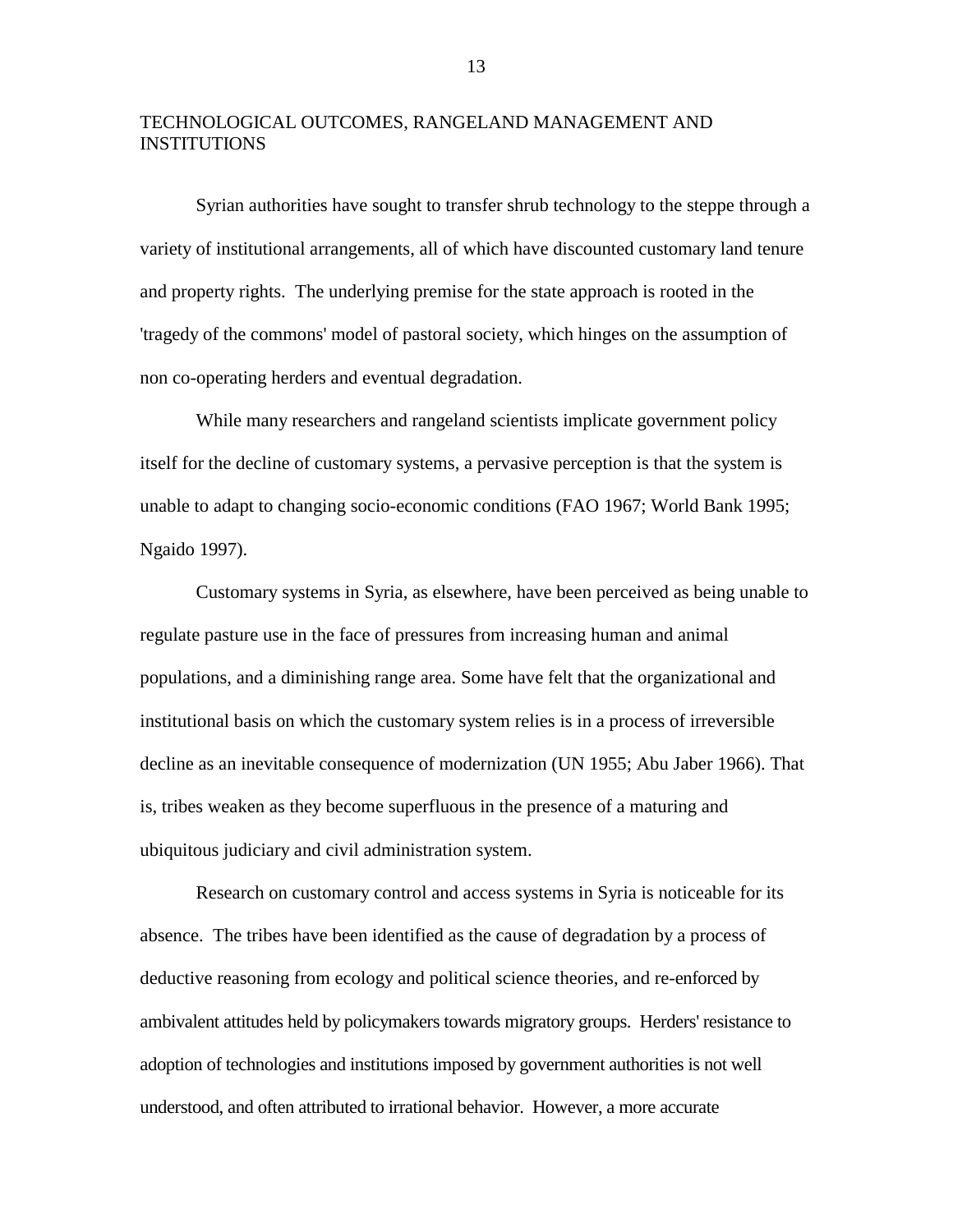## TECHNOLOGICAL OUTCOMES, RANGELAND MANAGEMENT AND INSTITUTIONS

Syrian authorities have sought to transfer shrub technology to the steppe through a variety of institutional arrangements, all of which have discounted customary land tenure and property rights. The underlying premise for the state approach is rooted in the 'tragedy of the commons' model of pastoral society, which hinges on the assumption of non co-operating herders and eventual degradation.

While many researchers and rangeland scientists implicate government policy itself for the decline of customary systems, a pervasive perception is that the system is unable to adapt to changing socio-economic conditions (FAO 1967; World Bank 1995; Ngaido 1997).

Customary systems in Syria, as elsewhere, have been perceived as being unable to regulate pasture use in the face of pressures from increasing human and animal populations, and a diminishing range area. Some have felt that the organizational and institutional basis on which the customary system relies is in a process of irreversible decline as an inevitable consequence of modernization (UN 1955; Abu Jaber 1966). That is, tribes weaken as they become superfluous in the presence of a maturing and ubiquitous judiciary and civil administration system.

Research on customary control and access systems in Syria is noticeable for its absence. The tribes have been identified as the cause of degradation by a process of deductive reasoning from ecology and political science theories, and re-enforced by ambivalent attitudes held by policymakers towards migratory groups. Herders' resistance to adoption of technologies and institutions imposed by government authorities is not well understood, and often attributed to irrational behavior. However, a more accurate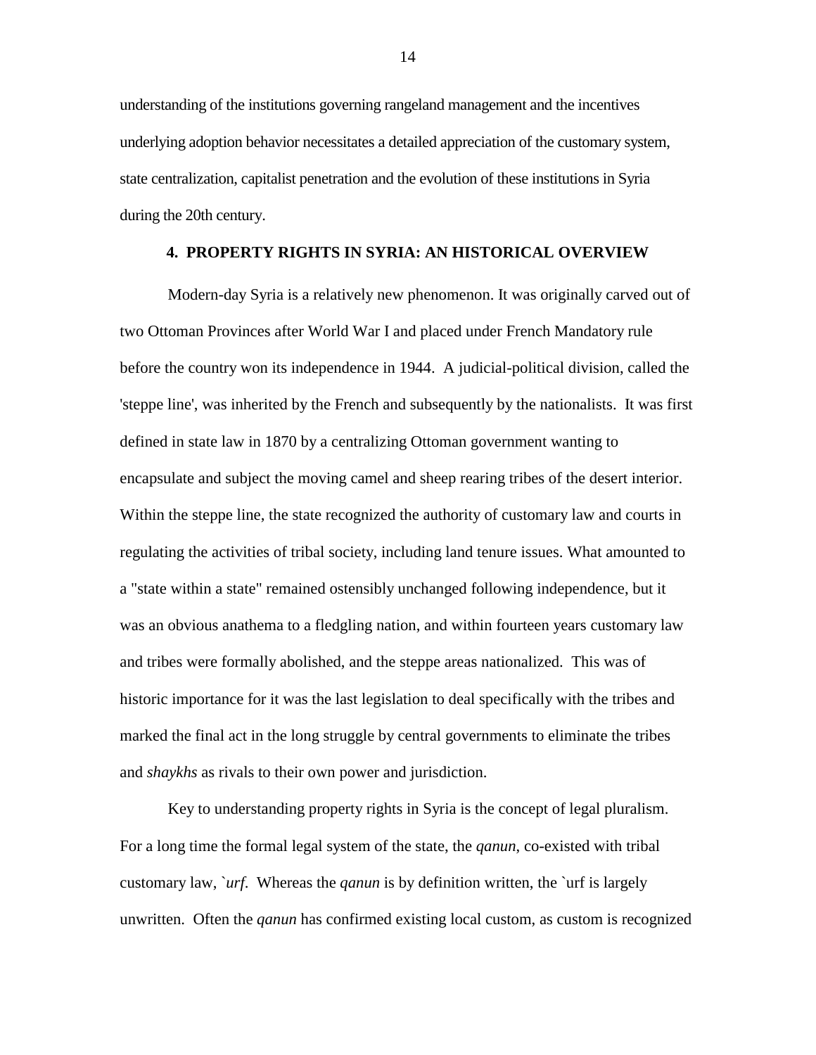understanding of the institutions governing rangeland management and the incentives underlying adoption behavior necessitates a detailed appreciation of the customary system, state centralization, capitalist penetration and the evolution of these institutions in Syria during the 20th century.

## 4. PROPERTY RIGHTS IN SYRIA: AN HISTORICAL OVERVIEW

Modern-day Syria is a relatively new phenomenon. It was originally carved out of two Ottoman Provinces after World War I and placed under French Mandatory rule before the country won its independence in 1944. A judicial-political division, called the 'steppe line', was inherited by the French and subsequently by the nationalists. It was first defined in state law in 1870 by a centralizing Ottoman government wanting to encapsulate and subject the moving camel and sheep rearing tribes of the desert interior. Within the steppe line, the state recognized the authority of customary law and courts in regulating the activities of tribal society, including land tenure issues. What amounted to a "state within a state" remained ostensibly unchanged following independence, but it was an obvious anathema to a fledgling nation, and within fourteen years customary law and tribes were formally abolished, and the steppe areas nationalized. This was of historic importance for it was the last legislation to deal specifically with the tribes and marked the final act in the long struggle by central governments to eliminate the tribes and *shaykhs* as rivals to their own power and jurisdiction.

Key to understanding property rights in Syria is the concept of legal pluralism. For a long time the formal legal system of the state, the *qanun*, co-existed with tribal customary law, *`urf*. Whereas the *qanun* is by definition written, the `urf is largely unwritten. Often the *qanun* has confirmed existing local custom, as custom is recognized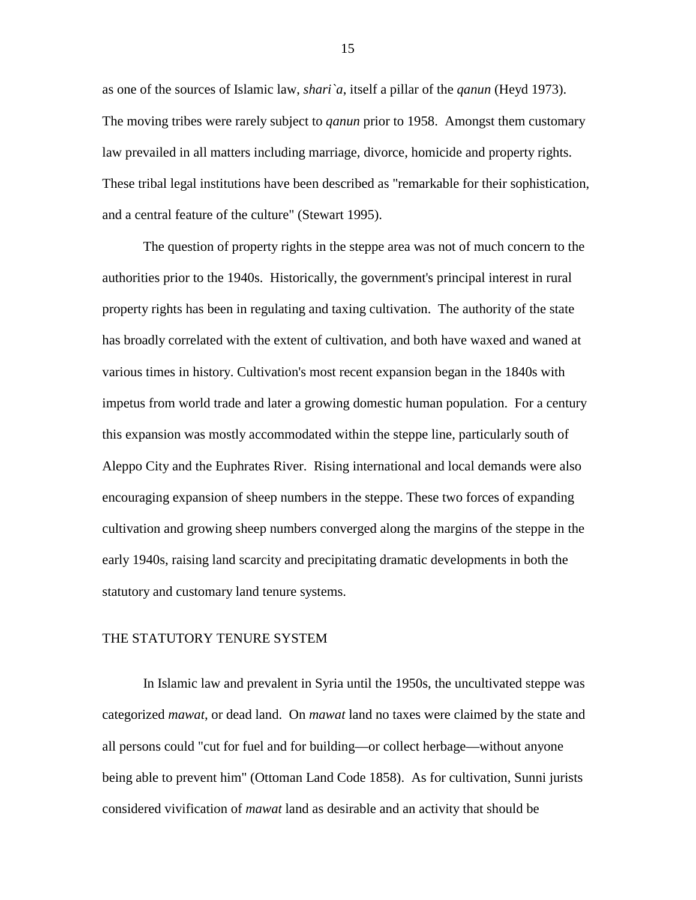as one of the sources of Islamic law, *shari`a*, itself a pillar of the *qanun* (Heyd 1973). The moving tribes were rarely subject to *qanun* prior to 1958. Amongst them customary law prevailed in all matters including marriage, divorce, homicide and property rights. These tribal legal institutions have been described as "remarkable for their sophistication, and a central feature of the culture" (Stewart 1995).

The question of property rights in the steppe area was not of much concern to the authorities prior to the 1940s. Historically, the government's principal interest in rural property rights has been in regulating and taxing cultivation. The authority of the state has broadly correlated with the extent of cultivation, and both have waxed and waned at various times in history. Cultivation's most recent expansion began in the 1840s with impetus from world trade and later a growing domestic human population. For a century this expansion was mostly accommodated within the steppe line, particularly south of Aleppo City and the Euphrates River. Rising international and local demands were also encouraging expansion of sheep numbers in the steppe. These two forces of expanding cultivation and growing sheep numbers converged along the margins of the steppe in the early 1940s, raising land scarcity and precipitating dramatic developments in both the statutory and customary land tenure systems.

## THE STATUTORY TENURE SYSTEM

In Islamic law and prevalent in Syria until the 1950s, the uncultivated steppe was categorized *mawat*, or dead land. On *mawat* land no taxes were claimed by the state and all persons could "cut for fuel and for building—or collect herbage—without anyone being able to prevent him" (Ottoman Land Code 1858). As for cultivation, Sunni jurists considered vivification of *mawat* land as desirable and an activity that should be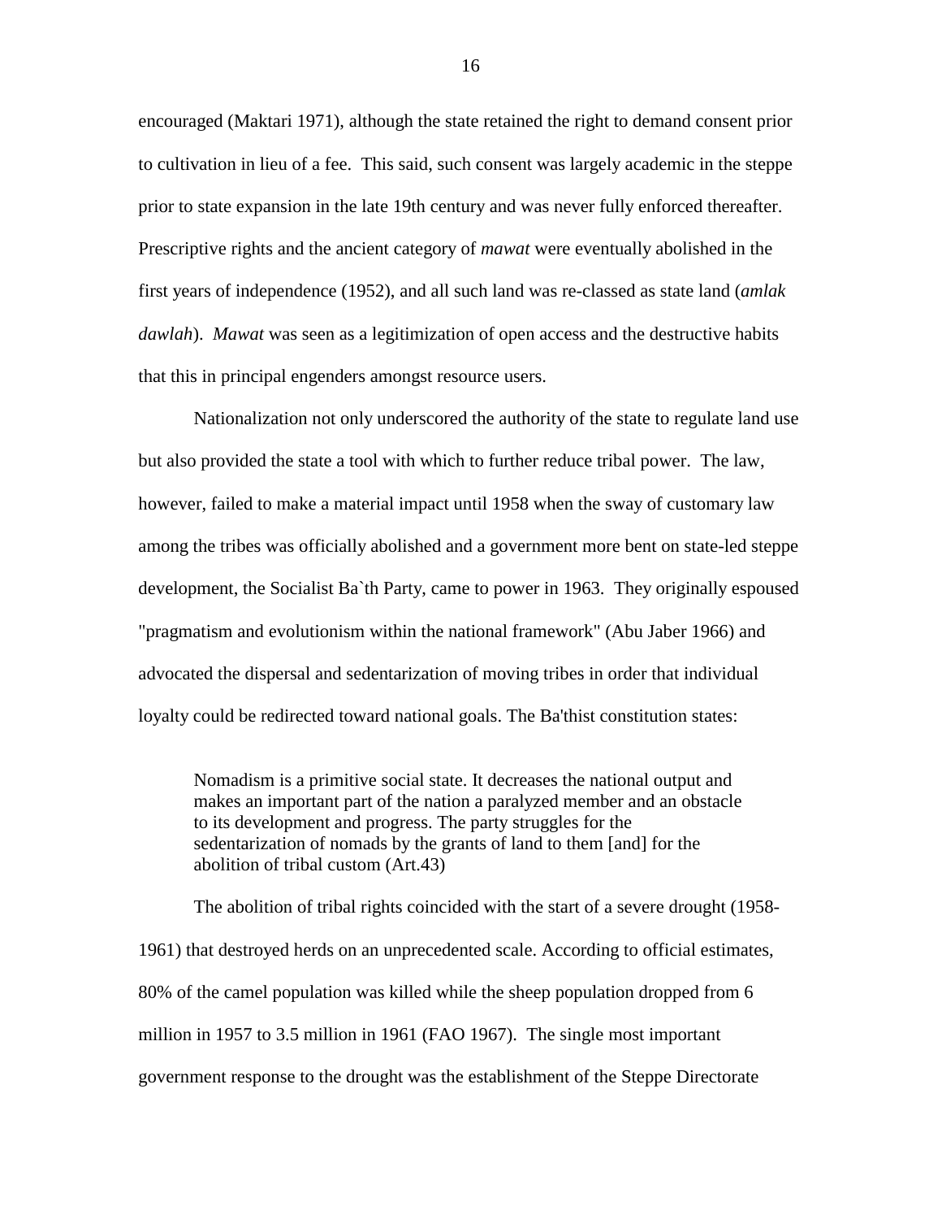encouraged (Maktari 1971), although the state retained the right to demand consent prior to cultivation in lieu of a fee. This said, such consent was largely academic in the steppe prior to state expansion in the late 19th century and was never fully enforced thereafter. Prescriptive rights and the ancient category of *mawat* were eventually abolished in the first years of independence (1952), and all such land was re-classed as state land (*amlak dawlah*). *Mawat* was seen as a legitimization of open access and the destructive habits that this in principal engenders amongst resource users.

Nationalization not only underscored the authority of the state to regulate land use but also provided the state a tool with which to further reduce tribal power. The law, however, failed to make a material impact until 1958 when the sway of customary law among the tribes was officially abolished and a government more bent on state-led steppe development, the Socialist Ba`th Party, came to power in 1963. They originally espoused "pragmatism and evolutionism within the national framework" (Abu Jaber 1966) and advocated the dispersal and sedentarization of moving tribes in order that individual loyalty could be redirected toward national goals. The Ba'thist constitution states:

> Nomadism is a primitive social state. It decreases the national output and makes an important part of the nation a paralyzed member and an obstacle to its development and progress. The party struggles for the sedentarization of nomads by the grants of land to them [and] for the abolition of tribal custom (Art.43)

The abolition of tribal rights coincided with the start of a severe drought (1958-1961) that destroyed herds on an unprecedented scale. According to official estimates, 80% of the camel population was killed while the sheep population dropped from 6 million in 1957 to 3.5 million in 1961 (FAO 1967). The single most important government response to the drought was the establishment of the Steppe Directorate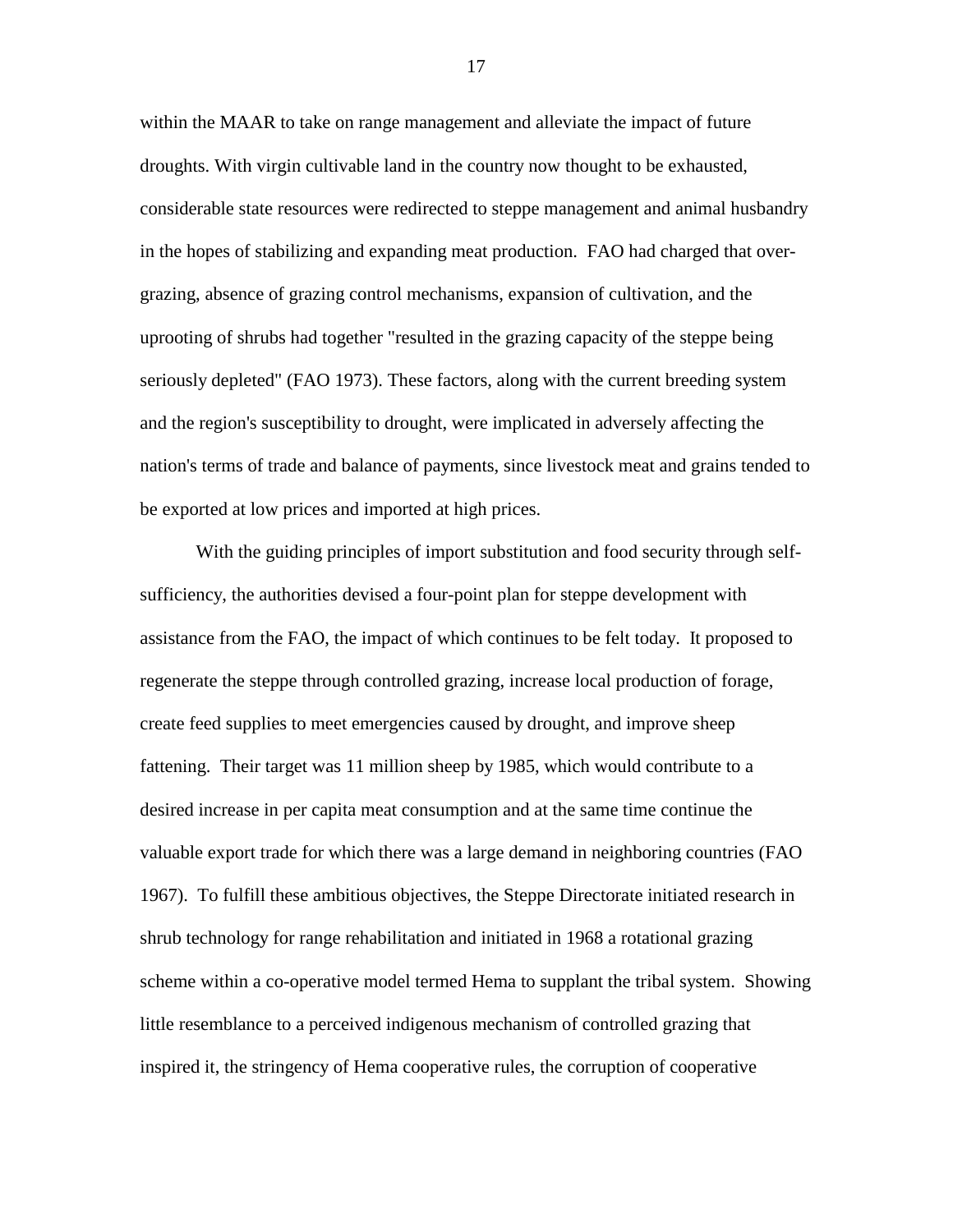within the MAAR to take on range management and alleviate the impact of future droughts. With virgin cultivable land in the country now thought to be exhausted, considerable state resources were redirected to steppe management and animal husbandry in the hopes of stabilizing and expanding meat production. FAO had charged that over-grazing, absence of grazing control mechanisms, expansion of cultivation, and the uprooting of shrubs had together "resulted in the grazing capacity of the steppe being seriously depleted" (FAO 1973). These factors, along with the current breeding system and the region's susceptibility to drought, were implicated in adversely affecting the nation's terms of trade and balance of payments, since livestock meat and grains tended to be exported at low prices and imported at high prices.

With the guiding principles of import substitution and food security through self-sufficiency, the authorities devised a four-point plan for steppe development with assistance from the FAO, the impact of which continues to be felt today. It proposed to regenerate the steppe through controlled grazing, increase local production of forage, create feed supplies to meet emergencies caused by drought, and improve sheep fattening. Their target was 11 million sheep by 1985, which would contribute to a desired increase in per capita meat consumption and at the same time continue the valuable export trade for which there was a large demand in neighboring countries (FAO 1967). To fulfill these ambitious objectives, the Steppe Directorate initiated research in shrub technology for range rehabilitation and initiated in 1968 a rotational grazing scheme within a co-operative model termed Hema to supplant the tribal system. Showing little resemblance to a perceived indigenous mechanism of controlled grazing that inspired it, the stringency of Hema cooperative rules, the corruption of cooperative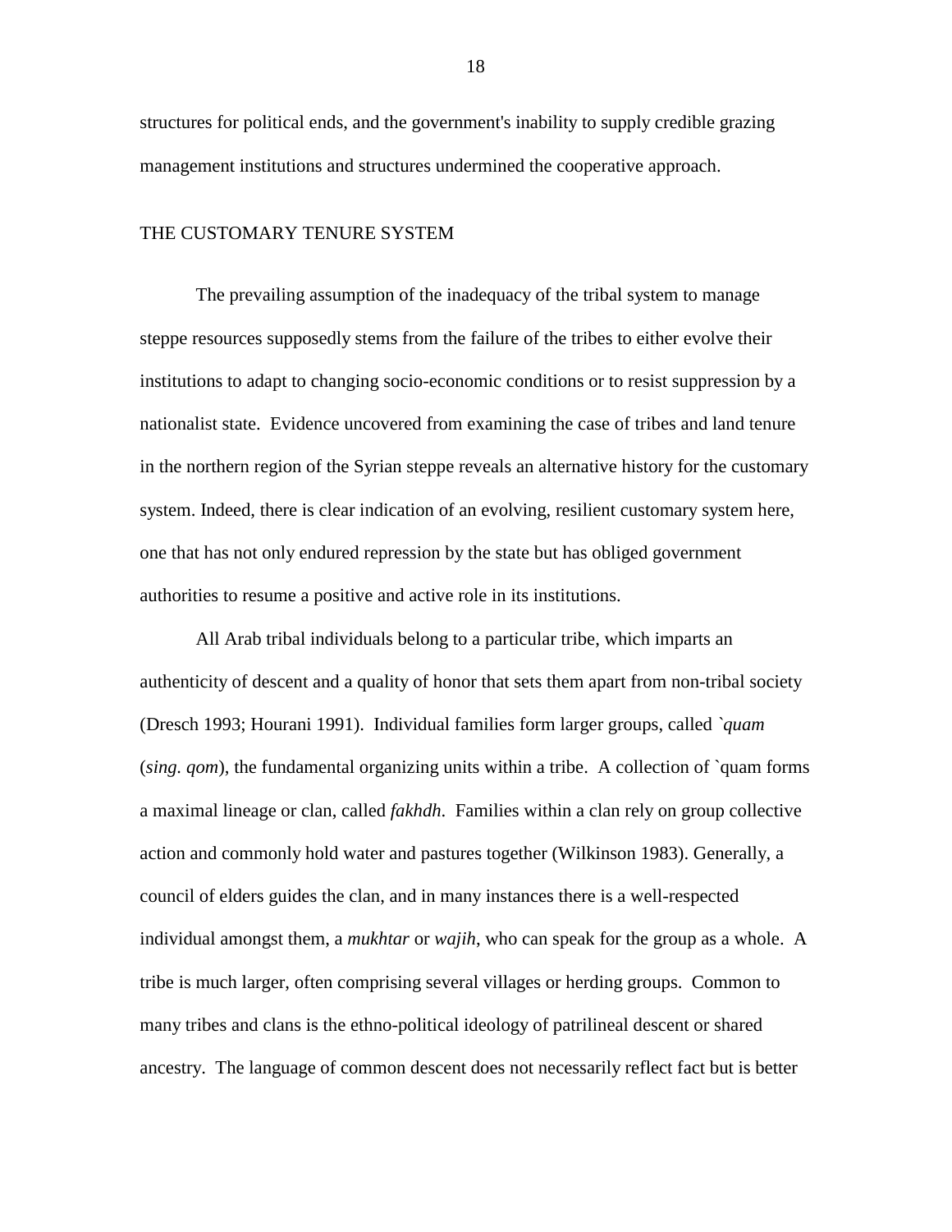structures for political ends, and the government's inability to supply credible grazing management institutions and structures undermined the cooperative approach.

## THE CUSTOMARY TENURE SYSTEM

The prevailing assumption of the inadequacy of the tribal system to manage steppe resources supposedly stems from the failure of the tribes to either evolve their institutions to adapt to changing socio-economic conditions or to resist suppression by a nationalist state. Evidence uncovered from examining the case of tribes and land tenure in the northern region of the Syrian steppe reveals an alternative history for the customary system. Indeed, there is clear indication of an evolving, resilient customary system here, one that has not only endured repression by the state but has obliged government authorities to resume a positive and active role in its institutions.

All Arab tribal individuals belong to a particular tribe, which imparts an authenticity of descent and a quality of honor that sets them apart from non-tribal society (Dresch 1993; Hourani 1991). Individual families form larger groups, called *`quam* (*sing. qom*), the fundamental organizing units within a tribe. A collection of `quam forms a maximal lineage or clan, called *fakhdh*. Families within a clan rely on group collective action and commonly hold water and pastures together (Wilkinson 1983). Generally, a council of elders guides the clan, and in many instances there is a well-respected individual amongst them, a *mukhtar* or *wajih*, who can speak for the group as a whole. A tribe is much larger, often comprising several villages or herding groups. Common to many tribes and clans is the ethno-political ideology of patrilineal descent or shared ancestry. The language of common descent does not necessarily reflect fact but is better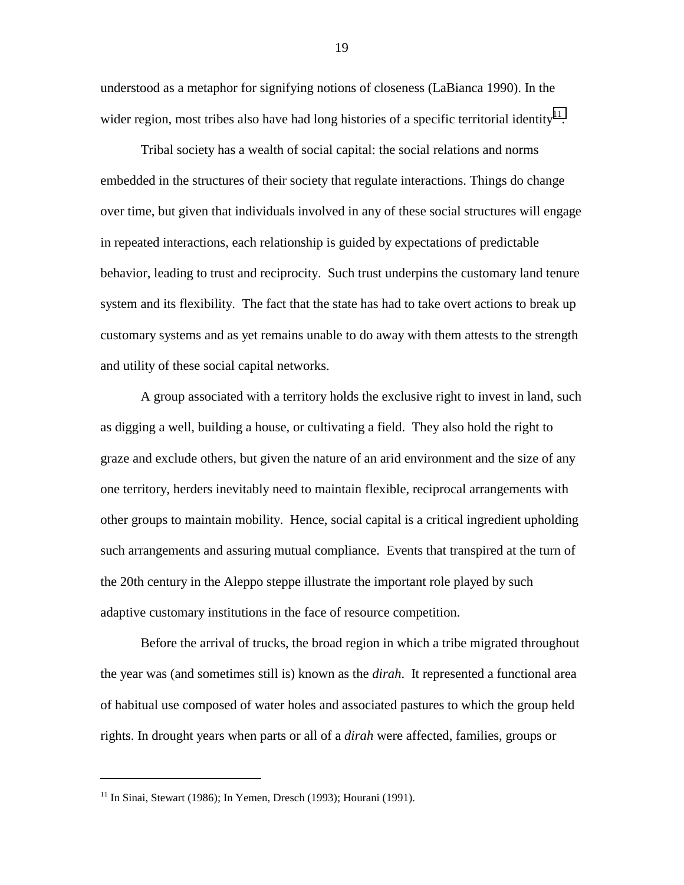understood as a metaphor for signifying notions of closeness (LaBianca 1990). In the wider region, most tribes also have had long histories of a specific territorial identity[11].

Tribal society has a wealth of social capital: the social relations and norms embedded in the structures of their society that regulate interactions. Things do change over time, but given that individuals involved in any of these social structures will engage in repeated interactions, each relationship is guided by expectations of predictable behavior, leading to trust and reciprocity. Such trust underpins the customary land tenure system and its flexibility. The fact that the state has had to take overt actions to break up customary systems and as yet remains unable to do away with them attests to the strength and utility of these social capital networks.

A group associated with a territory holds the exclusive right to invest in land, such as digging a well, building a house, or cultivating a field. They also hold the right to graze and exclude others, but given the nature of an arid environment and the size of any one territory, herders inevitably need to maintain flexible, reciprocal arrangements with other groups to maintain mobility. Hence, social capital is a critical ingredient upholding such arrangements and assuring mutual compliance. Events that transpired at the turn of the 20th century in the Aleppo steppe illustrate the important role played by such adaptive customary institutions in the face of resource competition.

Before the arrival of trucks, the broad region in which a tribe migrated throughout the year was (and sometimes still is) known as the *dirah*. It represented a functional area of habitual use composed of water holes and associated pastures to which the group held rights. In drought years when parts or all of a *dirah* were affected, families, groups or

[11] In Sinai, Stewart (1986); In Yemen, Dresch (1993); Hourani (1991).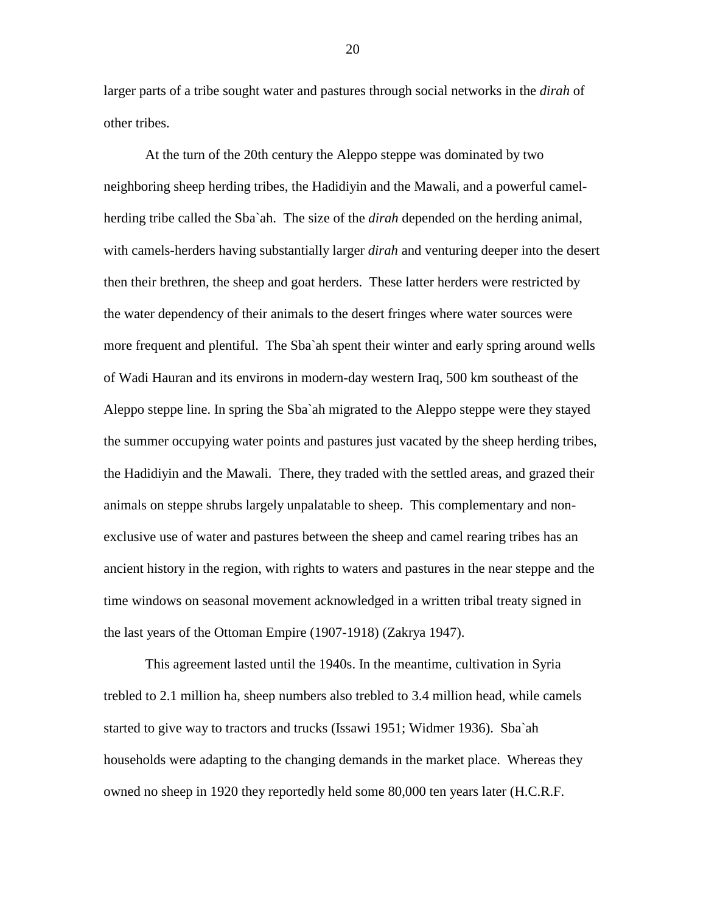larger parts of a tribe sought water and pastures through social networks in the *dirah* of other tribes.

At the turn of the 20th century the Aleppo steppe was dominated by two neighboring sheep herding tribes, the Hadidiyin and the Mawali, and a powerful camel-herding tribe called the Sba`ah. The size of the *dirah* depended on the herding animal, with camels-herders having substantially larger *dirah* and venturing deeper into the desert then their brethren, the sheep and goat herders. These latter herders were restricted by the water dependency of their animals to the desert fringes where water sources were more frequent and plentiful. The Sba`ah spent their winter and early spring around wells of Wadi Hauran and its environs in modern-day western Iraq, 500 km southeast of the Aleppo steppe line. In spring the Sba`ah migrated to the Aleppo steppe were they stayed the summer occupying water points and pastures just vacated by the sheep herding tribes, the Hadidiyin and the Mawali. There, they traded with the settled areas, and grazed their animals on steppe shrubs largely unpalatable to sheep. This complementary and non-exclusive use of water and pastures between the sheep and camel rearing tribes has an ancient history in the region, with rights to waters and pastures in the near steppe and the time windows on seasonal movement acknowledged in a written tribal treaty signed in the last years of the Ottoman Empire (1907-1918) (Zakrya 1947).

This agreement lasted until the 1940s. In the meantime, cultivation in Syria trebled to 2.1 million ha, sheep numbers also trebled to 3.4 million head, while camels started to give way to tractors and trucks (Issawi 1951; Widmer 1936). Sba`ah households were adapting to the changing demands in the market place. Whereas they owned no sheep in 1920 they reportedly held some 80,000 ten years later (H.C.R.F.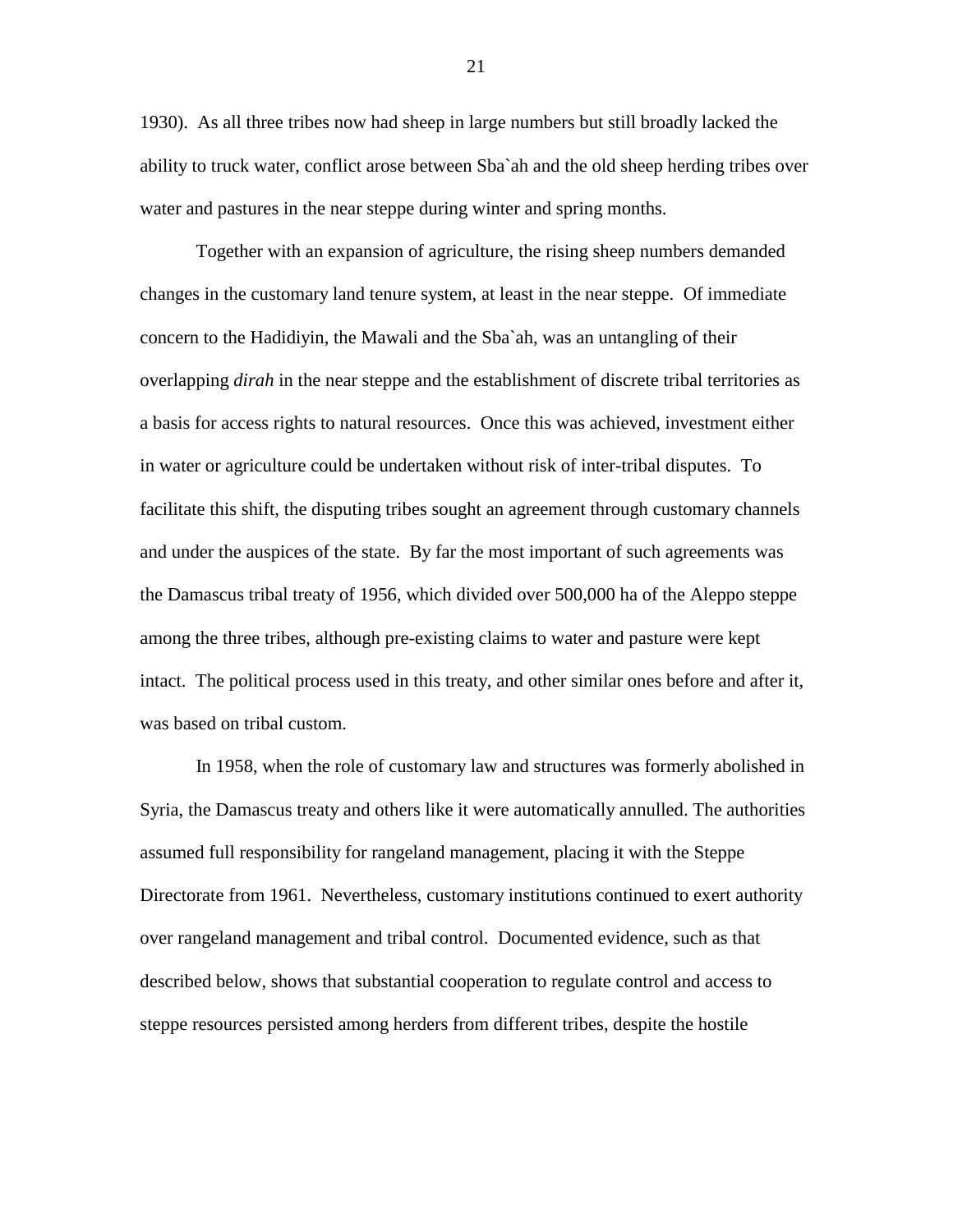1930). As all three tribes now had sheep in large numbers but still broadly lacked the ability to truck water, conflict arose between Sba`ah and the old sheep herding tribes over water and pastures in the near steppe during winter and spring months.

Together with an expansion of agriculture, the rising sheep numbers demanded changes in the customary land tenure system, at least in the near steppe. Of immediate concern to the Hadidiyin, the Mawali and the Sba`ah, was an untangling of their overlapping *dirah* in the near steppe and the establishment of discrete tribal territories as a basis for access rights to natural resources. Once this was achieved, investment either in water or agriculture could be undertaken without risk of inter-tribal disputes. To facilitate this shift, the disputing tribes sought an agreement through customary channels and under the auspices of the state. By far the most important of such agreements was the Damascus tribal treaty of 1956, which divided over 500,000 ha of the Aleppo steppe among the three tribes, although pre-existing claims to water and pasture were kept intact. The political process used in this treaty, and other similar ones before and after it, was based on tribal custom.

In 1958, when the role of customary law and structures was formerly abolished in Syria, the Damascus treaty and others like it were automatically annulled. The authorities assumed full responsibility for rangeland management, placing it with the Steppe Directorate from 1961. Nevertheless, customary institutions continued to exert authority over rangeland management and tribal control. Documented evidence, such as that described below, shows that substantial cooperation to regulate control and access to steppe resources persisted among herders from different tribes, despite the hostile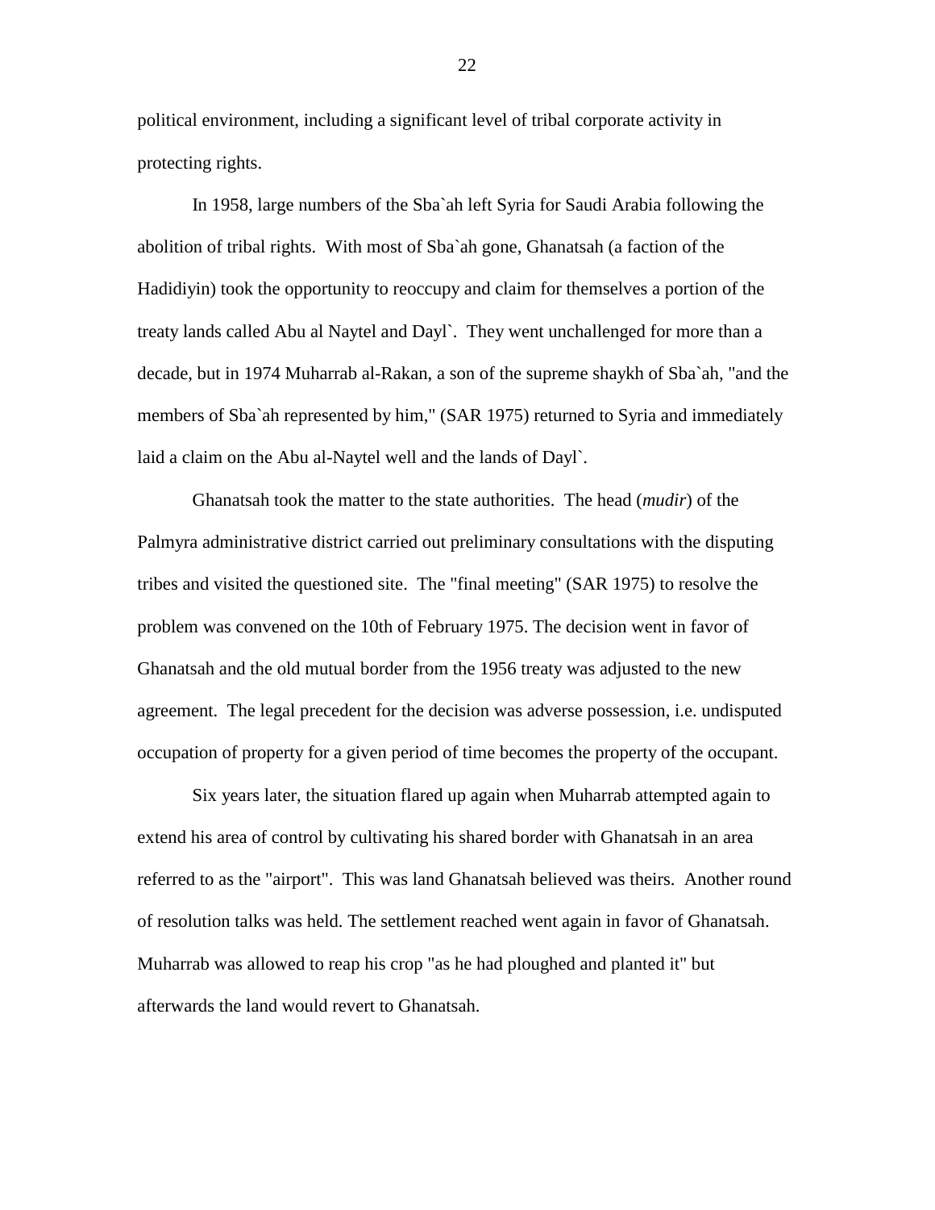political environment, including a significant level of tribal corporate activity in protecting rights.

In 1958, large numbers of the Sba`ah left Syria for Saudi Arabia following the abolition of tribal rights. With most of Sba`ah gone, Ghanatsah (a faction of the Hadidiyin) took the opportunity to reoccupy and claim for themselves a portion of the treaty lands called Abu al Naytel and Dayl`. They went unchallenged for more than a decade, but in 1974 Muharrab al-Rakan, a son of the supreme shaykh of Sba`ah, "and the members of Sba`ah represented by him," (SAR 1975) returned to Syria and immediately laid a claim on the Abu al-Naytel well and the lands of Dayl`.

Ghanatsah took the matter to the state authorities. The head (*mudir*) of the Palmyra administrative district carried out preliminary consultations with the disputing tribes and visited the questioned site. The "final meeting" (SAR 1975) to resolve the problem was convened on the 10th of February 1975. The decision went in favor of Ghanatsah and the old mutual border from the 1956 treaty was adjusted to the new agreement. The legal precedent for the decision was adverse possession, i.e. undisputed occupation of property for a given period of time becomes the property of the occupant.

Six years later, the situation flared up again when Muharrab attempted again to extend his area of control by cultivating his shared border with Ghanatsah in an area referred to as the "airport". This was land Ghanatsah believed was theirs. Another round of resolution talks was held. The settlement reached went again in favor of Ghanatsah. Muharrab was allowed to reap his crop "as he had ploughed and planted it" but afterwards the land would revert to Ghanatsah.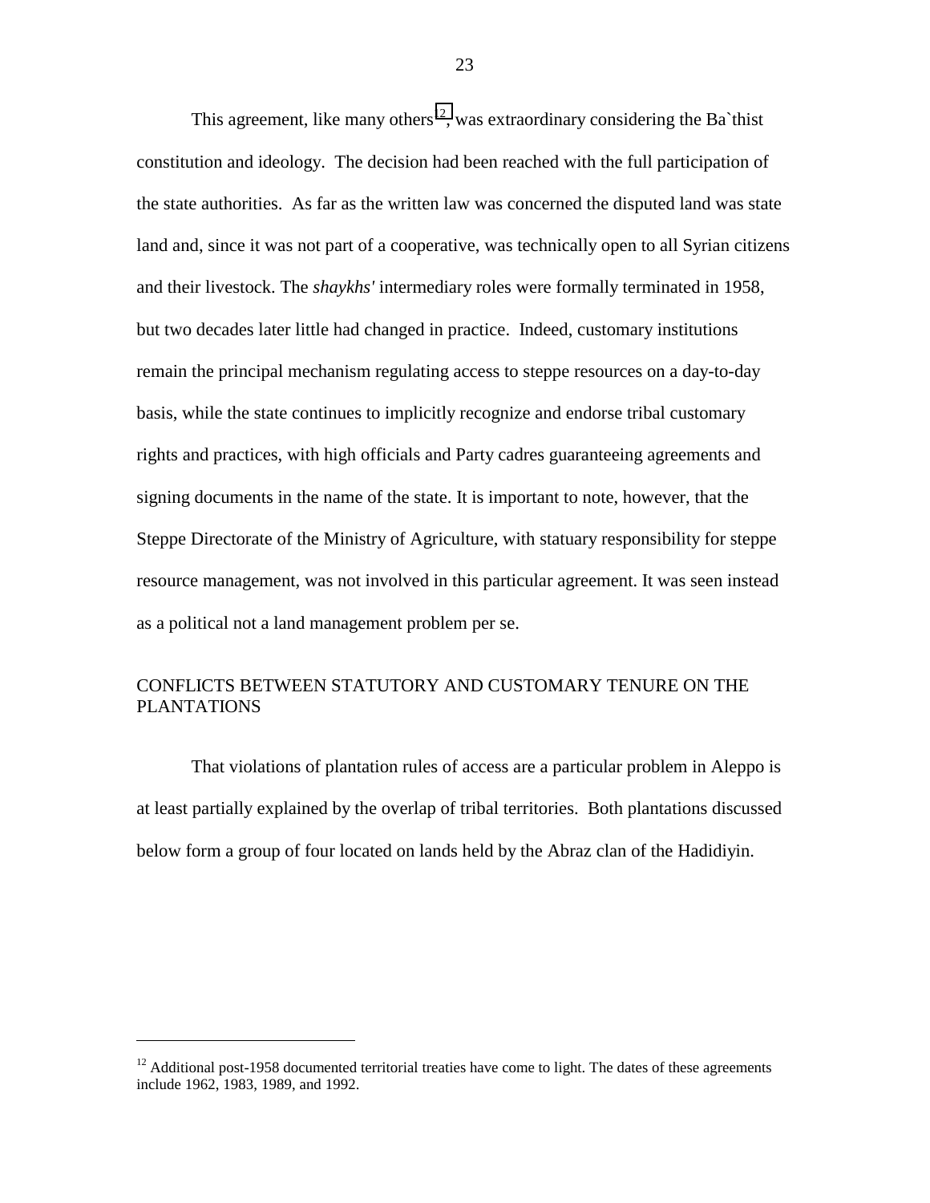This agreement, like many others[12], was extraordinary considering the Ba`thist constitution and ideology. The decision had been reached with the full participation of the state authorities. As far as the written law was concerned the disputed land was state land and, since it was not part of a cooperative, was technically open to all Syrian citizens and their livestock. The *shaykhs'* intermediary roles were formally terminated in 1958, but two decades later little had changed in practice. Indeed, customary institutions remain the principal mechanism regulating access to steppe resources on a day-to-day basis, while the state continues to implicitly recognize and endorse tribal customary rights and practices, with high officials and Party cadres guaranteeing agreements and signing documents in the name of the state. It is important to note, however, that the Steppe Directorate of the Ministry of Agriculture, with statuary responsibility for steppe resource management, was not involved in this particular agreement. It was seen instead as a political not a land management problem per se.

## CONFLICTS BETWEEN STATUTORY AND CUSTOMARY TENURE ON THE PLANTATIONS

That violations of plantation rules of access are a particular problem in Aleppo is at least partially explained by the overlap of tribal territories. Both plantations discussed below form a group of four located on lands held by the Abraz clan of the Hadidiyin.

---

[12] Additional post-1958 documented territorial treaties have come to light. The dates of these agreements include 1962, 1983, 1989, and 1992.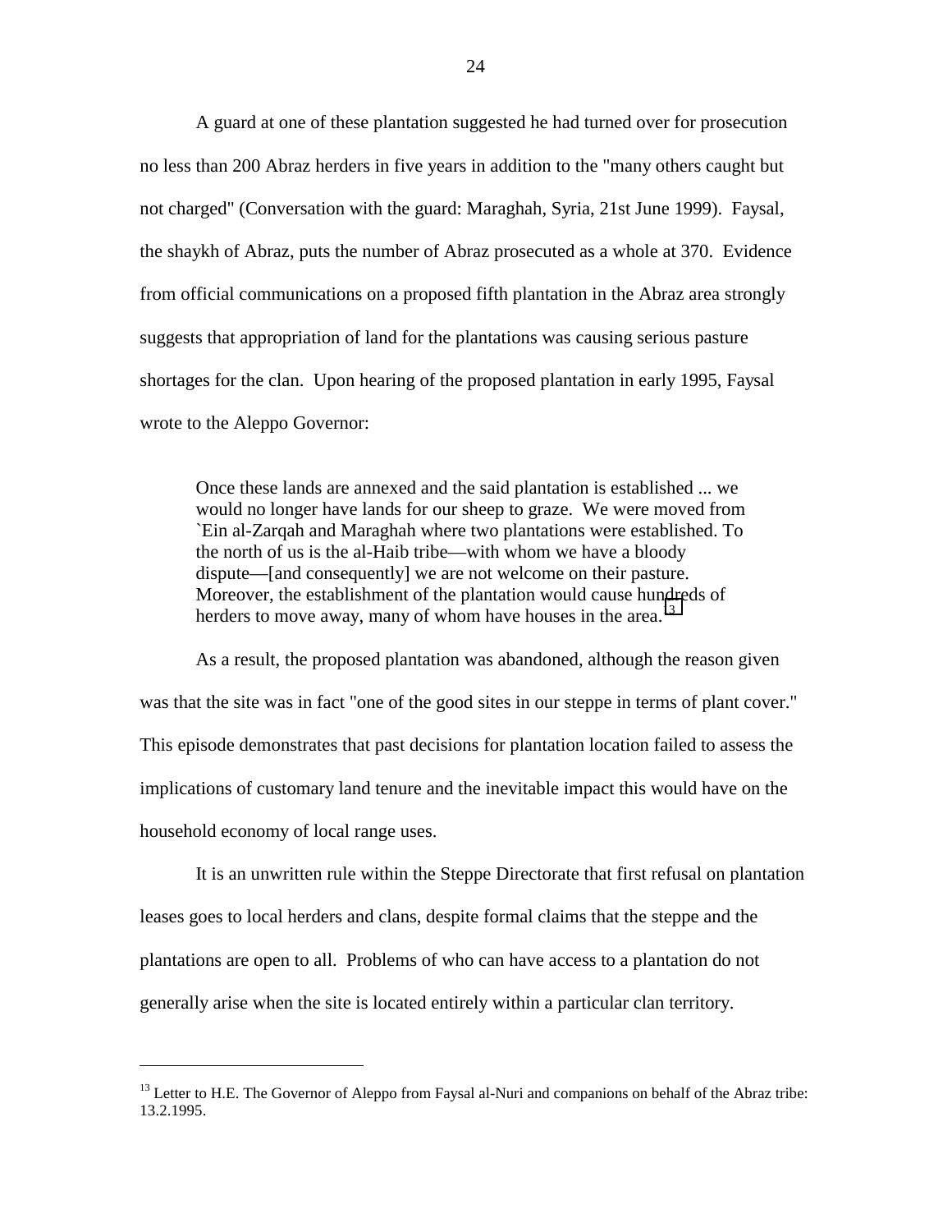A guard at one of these plantation suggested he had turned over for prosecution no less than 200 Abraz herders in five years in addition to the "many others caught but not charged" (Conversation with the guard: Maraghah, Syria, 21st June 1999). Faysal, the shaykh of Abraz, puts the number of Abraz prosecuted as a whole at 370. Evidence from official communications on a proposed fifth plantation in the Abraz area strongly suggests that appropriation of land for the plantations was causing serious pasture shortages for the clan. Upon hearing of the proposed plantation in early 1995, Faysal wrote to the Aleppo Governor:

> Once these lands are annexed and the said plantation is established ... we would no longer have lands for our sheep to graze. We were moved from `Ein al-Zarqah and Maraghah where two plantations were established. To the north of us is the al-Haib tribe—with whom we have a bloody dispute—[and consequently] we are not welcome on their pasture. Moreover, the establishment of the plantation would cause hundreds of herders to move away, many of whom have houses in the area.[13]

As a result, the proposed plantation was abandoned, although the reason given was that the site was in fact "one of the good sites in our steppe in terms of plant cover." This episode demonstrates that past decisions for plantation location failed to assess the implications of customary land tenure and the inevitable impact this would have on the household economy of local range uses.

It is an unwritten rule within the Steppe Directorate that first refusal on plantation leases goes to local herders and clans, despite formal claims that the steppe and the plantations are open to all. Problems of who can have access to a plantation do not generally arise when the site is located entirely within a particular clan territory.

---

[13] Letter to H.E. The Governor of Aleppo from Faysal al-Nuri and companions on behalf of the Abraz tribe: 13.2.1995.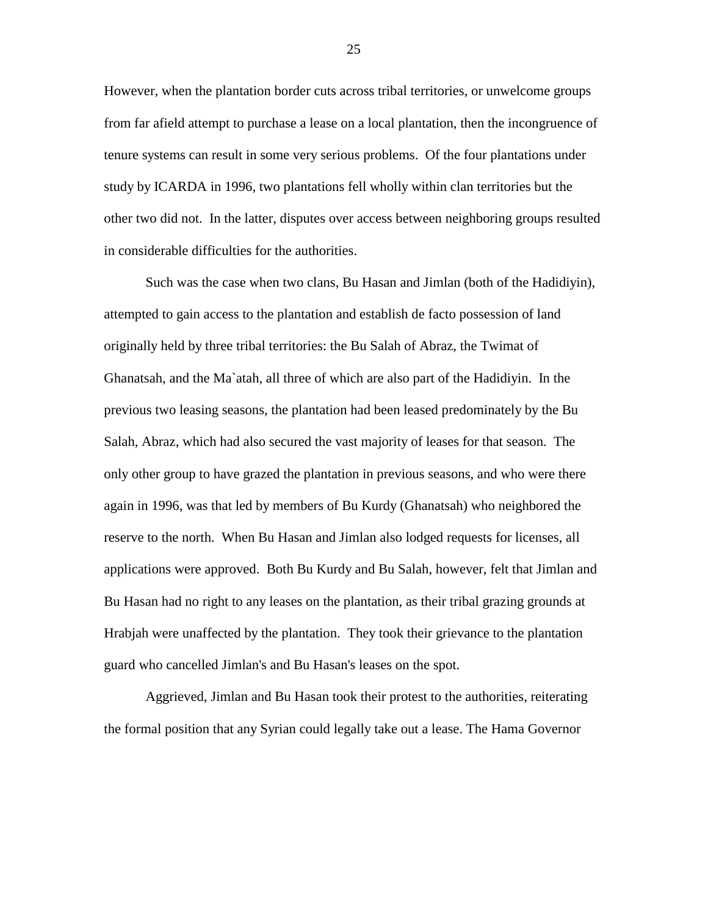However, when the plantation border cuts across tribal territories, or unwelcome groups from far afield attempt to purchase a lease on a local plantation, then the incongruence of tenure systems can result in some very serious problems. Of the four plantations under study by ICARDA in 1996, two plantations fell wholly within clan territories but the other two did not. In the latter, disputes over access between neighboring groups resulted in considerable difficulties for the authorities.

Such was the case when two clans, Bu Hasan and Jimlan (both of the Hadidiyin), attempted to gain access to the plantation and establish de facto possession of land originally held by three tribal territories: the Bu Salah of Abraz, the Twimat of Ghanatsah, and the Ma`atah, all three of which are also part of the Hadidiyin. In the previous two leasing seasons, the plantation had been leased predominately by the Bu Salah, Abraz, which had also secured the vast majority of leases for that season. The only other group to have grazed the plantation in previous seasons, and who were there again in 1996, was that led by members of Bu Kurdy (Ghanatsah) who neighbored the reserve to the north. When Bu Hasan and Jimlan also lodged requests for licenses, all applications were approved. Both Bu Kurdy and Bu Salah, however, felt that Jimlan and Bu Hasan had no right to any leases on the plantation, as their tribal grazing grounds at Hrabjah were unaffected by the plantation. They took their grievance to the plantation guard who cancelled Jimlan's and Bu Hasan's leases on the spot.

Aggrieved, Jimlan and Bu Hasan took their protest to the authorities, reiterating the formal position that any Syrian could legally take out a lease. The Hama Governor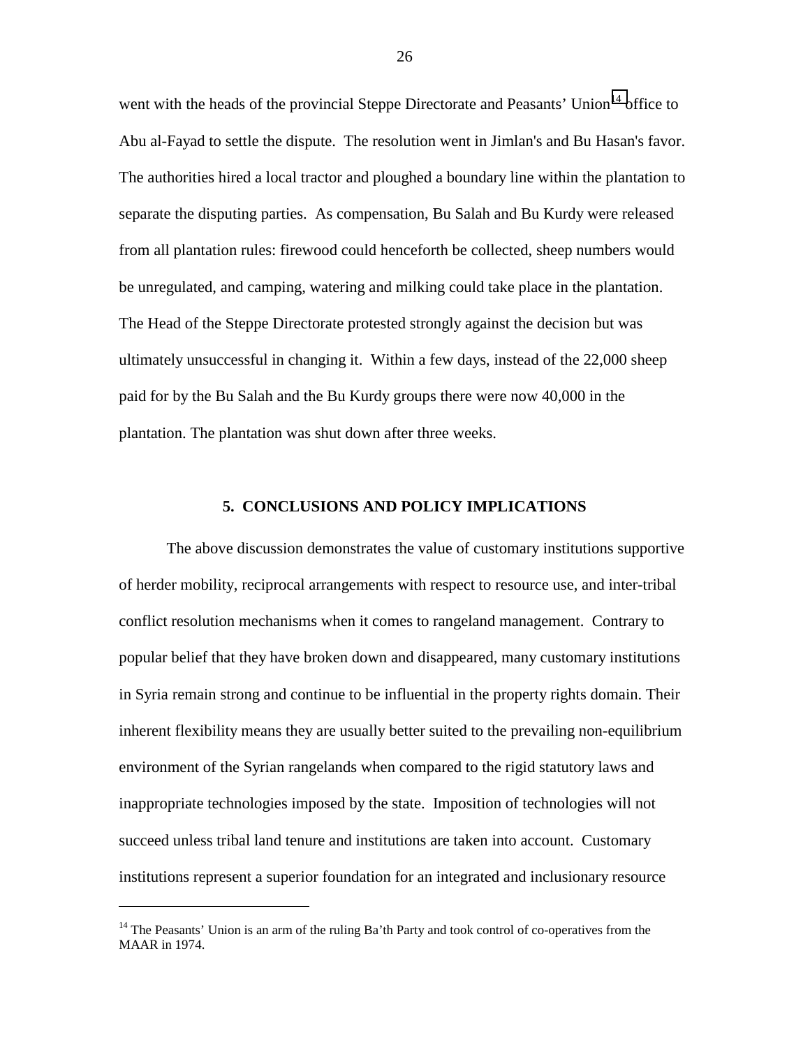went with the heads of the provincial Steppe Directorate and Peasants' Union[14] office to Abu al-Fayad to settle the dispute. The resolution went in Jimlan's and Bu Hasan's favor. The authorities hired a local tractor and ploughed a boundary line within the plantation to separate the disputing parties. As compensation, Bu Salah and Bu Kurdy were released from all plantation rules: firewood could henceforth be collected, sheep numbers would be unregulated, and camping, watering and milking could take place in the plantation. The Head of the Steppe Directorate protested strongly against the decision but was ultimately unsuccessful in changing it. Within a few days, instead of the 22,000 sheep paid for by the Bu Salah and the Bu Kurdy groups there were now 40,000 in the plantation. The plantation was shut down after three weeks.

## 5. CONCLUSIONS AND POLICY IMPLICATIONS

The above discussion demonstrates the value of customary institutions supportive of herder mobility, reciprocal arrangements with respect to resource use, and inter-tribal conflict resolution mechanisms when it comes to rangeland management. Contrary to popular belief that they have broken down and disappeared, many customary institutions in Syria remain strong and continue to be influential in the property rights domain. Their inherent flexibility means they are usually better suited to the prevailing non-equilibrium environment of the Syrian rangelands when compared to the rigid statutory laws and inappropriate technologies imposed by the state. Imposition of technologies will not succeed unless tribal land tenure and institutions are taken into account. Customary institutions represent a superior foundation for an integrated and inclusionary resource

---

[14] The Peasants' Union is an arm of the ruling Ba'th Party and took control of co-operatives from the MAAR in 1974.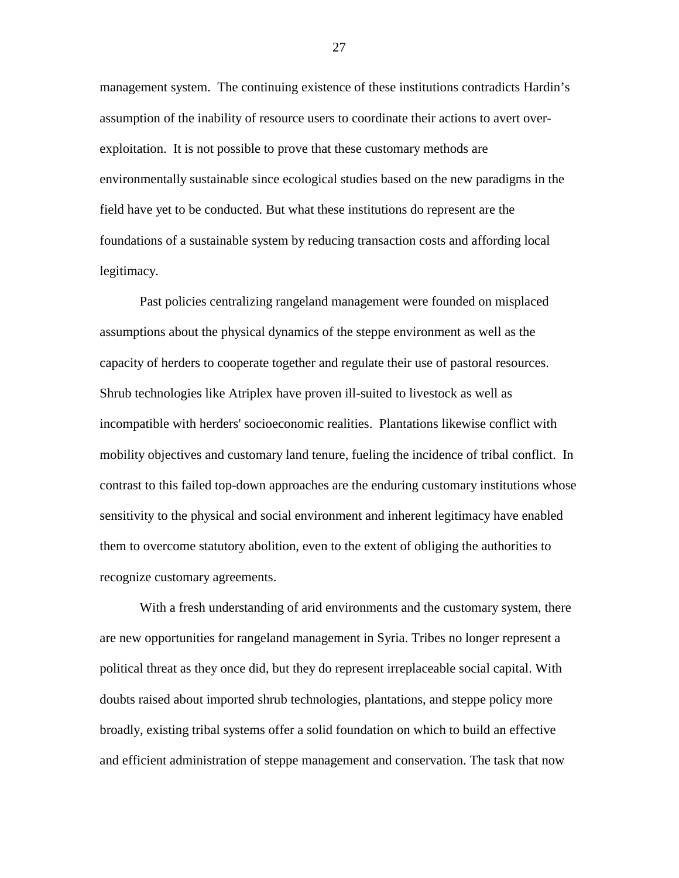management system. The continuing existence of these institutions contradicts Hardin's assumption of the inability of resource users to coordinate their actions to avert over-exploitation. It is not possible to prove that these customary methods are environmentally sustainable since ecological studies based on the new paradigms in the field have yet to be conducted. But what these institutions do represent are the foundations of a sustainable system by reducing transaction costs and affording local legitimacy.

Past policies centralizing rangeland management were founded on misplaced assumptions about the physical dynamics of the steppe environment as well as the capacity of herders to cooperate together and regulate their use of pastoral resources. Shrub technologies like Atriplex have proven ill-suited to livestock as well as incompatible with herders' socioeconomic realities. Plantations likewise conflict with mobility objectives and customary land tenure, fueling the incidence of tribal conflict. In contrast to this failed top-down approaches are the enduring customary institutions whose sensitivity to the physical and social environment and inherent legitimacy have enabled them to overcome statutory abolition, even to the extent of obliging the authorities to recognize customary agreements.

With a fresh understanding of arid environments and the customary system, there are new opportunities for rangeland management in Syria. Tribes no longer represent a political threat as they once did, but they do represent irreplaceable social capital. With doubts raised about imported shrub technologies, plantations, and steppe policy more broadly, existing tribal systems offer a solid foundation on which to build an effective and efficient administration of steppe management and conservation. The task that now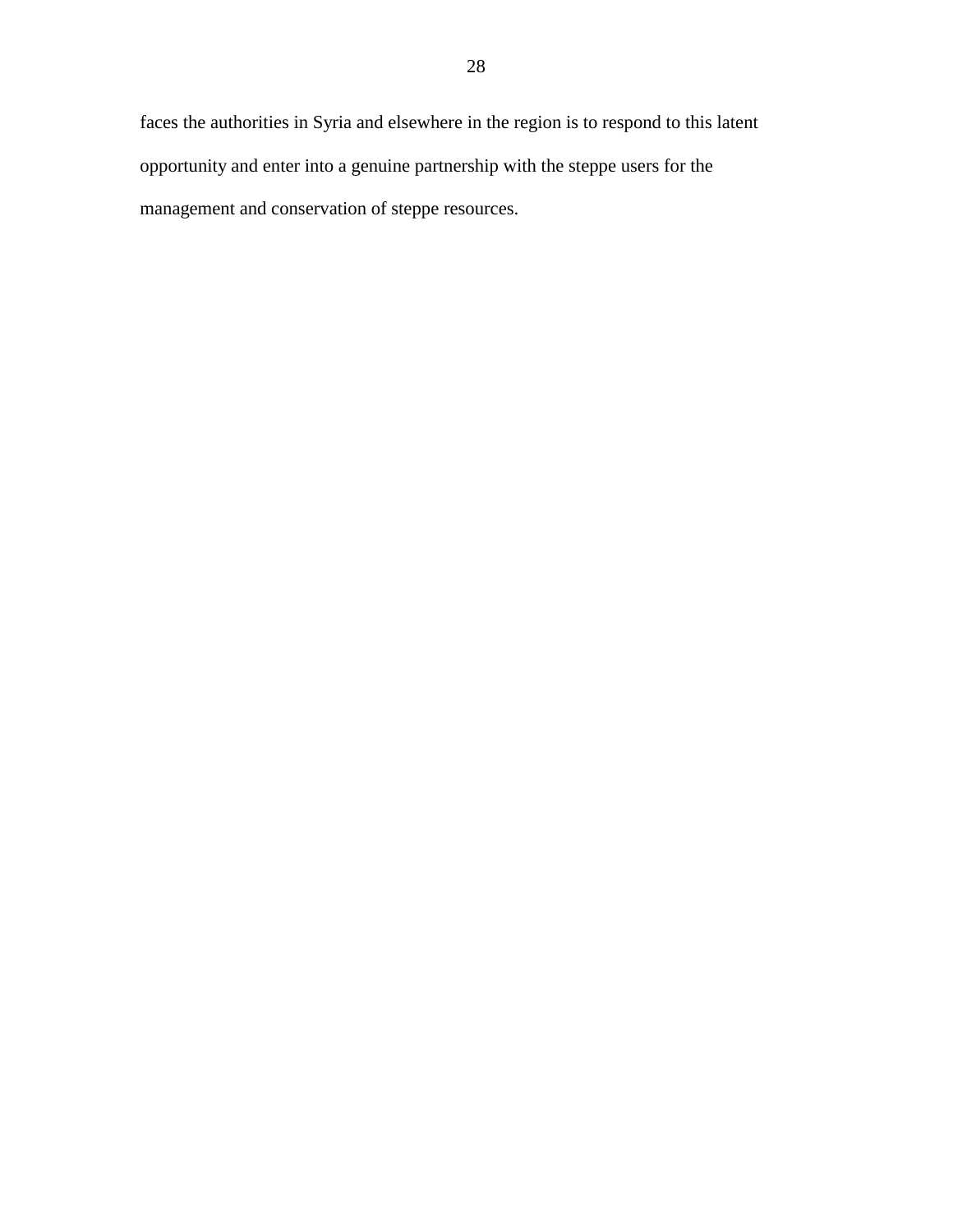faces the authorities in Syria and elsewhere in the region is to respond to this latent opportunity and enter into a genuine partnership with the steppe users for the management and conservation of steppe resources.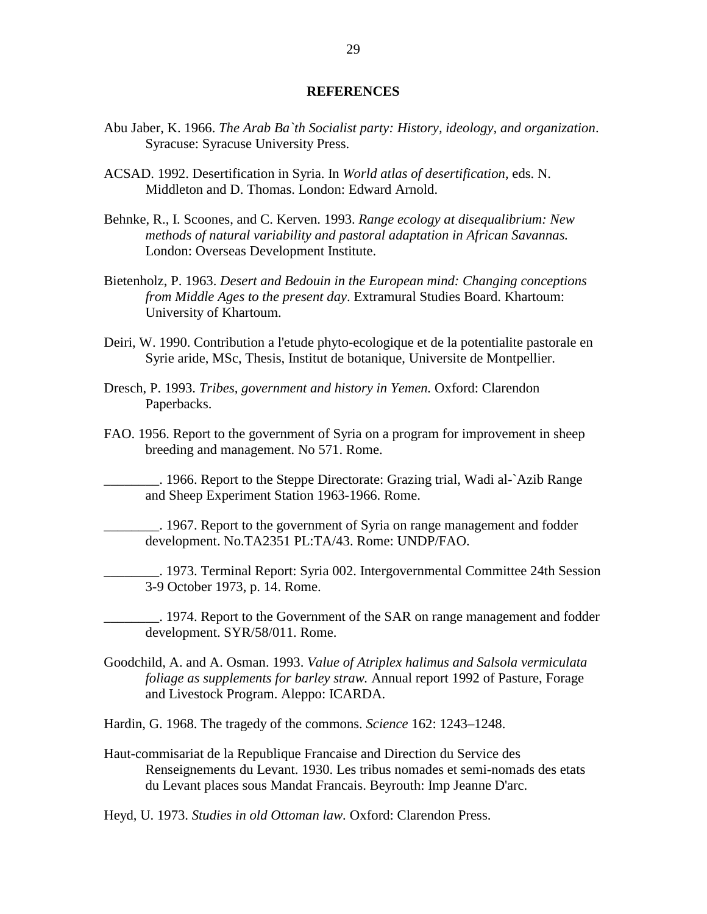## REFERENCES

Abu Jaber, K. 1966. *The Arab Ba`th Socialist party: History, ideology, and organization*. Syracuse: Syracuse University Press.

ACSAD. 1992. Desertification in Syria. In *World atlas of desertification*, eds. N. Middleton and D. Thomas. London: Edward Arnold.

Behnke, R., I. Scoones, and C. Kerven. 1993. *Range ecology at disequalibrium: New methods of natural variability and pastoral adaptation in African Savannas.* London: Overseas Development Institute.

Bietenholz, P. 1963. *Desert and Bedouin in the European mind: Changing conceptions from Middle Ages to the present day*. Extramural Studies Board. Khartoum: University of Khartoum.

Deiri, W. 1990. Contribution a l'etude phyto-ecologique et de la potentialite pastorale en Syrie aride, MSc, Thesis, Institut de botanique, Universite de Montpellier.

Dresch, P. 1993. *Tribes, government and history in Yemen.* Oxford: Clarendon Paperbacks.

FAO. 1956. Report to the government of Syria on a program for improvement in sheep breeding and management. No 571. Rome.

________. 1966. Report to the Steppe Directorate: Grazing trial, Wadi al-`Azib Range and Sheep Experiment Station 1963-1966. Rome.

________. 1967. Report to the government of Syria on range management and fodder development. No.TA2351 PL:TA/43. Rome: UNDP/FAO.

________. 1973. Terminal Report: Syria 002. Intergovernmental Committee 24th Session 3-9 October 1973, p. 14. Rome.

________. 1974. Report to the Government of the SAR on range management and fodder development. SYR/58/011. Rome.

Goodchild, A. and A. Osman. 1993. *Value of Atriplex halimus and Salsola vermiculata foliage as supplements for barley straw.* Annual report 1992 of Pasture, Forage and Livestock Program. Aleppo: ICARDA.

Hardin, G. 1968. The tragedy of the commons. *Science* 162: 1243–1248.

Haut-commisariat de la Republique Francaise and Direction du Service des Renseignements du Levant. 1930. Les tribus nomades et semi-nomads des etats du Levant places sous Mandat Francais. Beyrouth: Imp Jeanne D'arc.

Heyd, U. 1973. *Studies in old Ottoman law.* Oxford: Clarendon Press.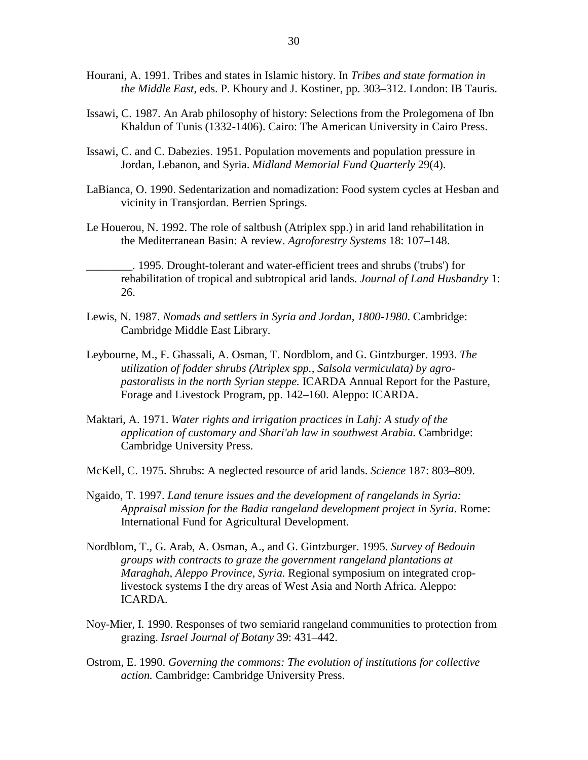Hourani, A. 1991. Tribes and states in Islamic history. In *Tribes and state formation in the Middle East*, eds. P. Khoury and J. Kostiner, pp. 303–312. London: IB Tauris.

Issawi, C. 1987. An Arab philosophy of history: Selections from the Prolegomena of Ibn Khaldun of Tunis (1332-1406). Cairo: The American University in Cairo Press.

Issawi, C. and C. Dabezies. 1951. Population movements and population pressure in Jordan, Lebanon, and Syria. *Midland Memorial Fund Quarterly* 29(4).

LaBianca, O. 1990. Sedentarization and nomadization: Food system cycles at Hesban and vicinity in Transjordan. Berrien Springs.

Le Houerou, N. 1992. The role of saltbush (Atriplex spp.) in arid land rehabilitation in the Mediterranean Basin: A review. *Agroforestry Systems* 18: 107–148.

________. 1995. Drought-tolerant and water-efficient trees and shrubs ('trubs') for rehabilitation of tropical and subtropical arid lands. *Journal of Land Husbandry* 1: 26.

Lewis, N. 1987. *Nomads and settlers in Syria and Jordan, 1800-1980*. Cambridge: Cambridge Middle East Library.

Leybourne, M., F. Ghassali, A. Osman, T. Nordblom, and G. Gintzburger. 1993. *The utilization of fodder shrubs (Atriplex spp., Salsola vermiculata) by agro-pastoralists in the north Syrian steppe.* ICARDA Annual Report for the Pasture, Forage and Livestock Program, pp. 142–160. Aleppo: ICARDA.

Maktari, A. 1971. *Water rights and irrigation practices in Lahj: A study of the application of customary and Shari'ah law in southwest Arabia.* Cambridge: Cambridge University Press.

McKell, C. 1975. Shrubs: A neglected resource of arid lands. *Science* 187: 803–809.

Ngaido, T. 1997. *Land tenure issues and the development of rangelands in Syria: Appraisal mission for the Badia rangeland development project in Syria*. Rome: International Fund for Agricultural Development.

Nordblom, T., G. Arab, A. Osman, A., and G. Gintzburger. 1995. *Survey of Bedouin groups with contracts to graze the government rangeland plantations at Maraghah, Aleppo Province, Syria.* Regional symposium on integrated crop-livestock systems I the dry areas of West Asia and North Africa. Aleppo: ICARDA.

Noy-Mier, I. 1990. Responses of two semiarid rangeland communities to protection from grazing. *Israel Journal of Botany* 39: 431–442.

Ostrom, E. 1990. *Governing the commons: The evolution of institutions for collective action.* Cambridge: Cambridge University Press.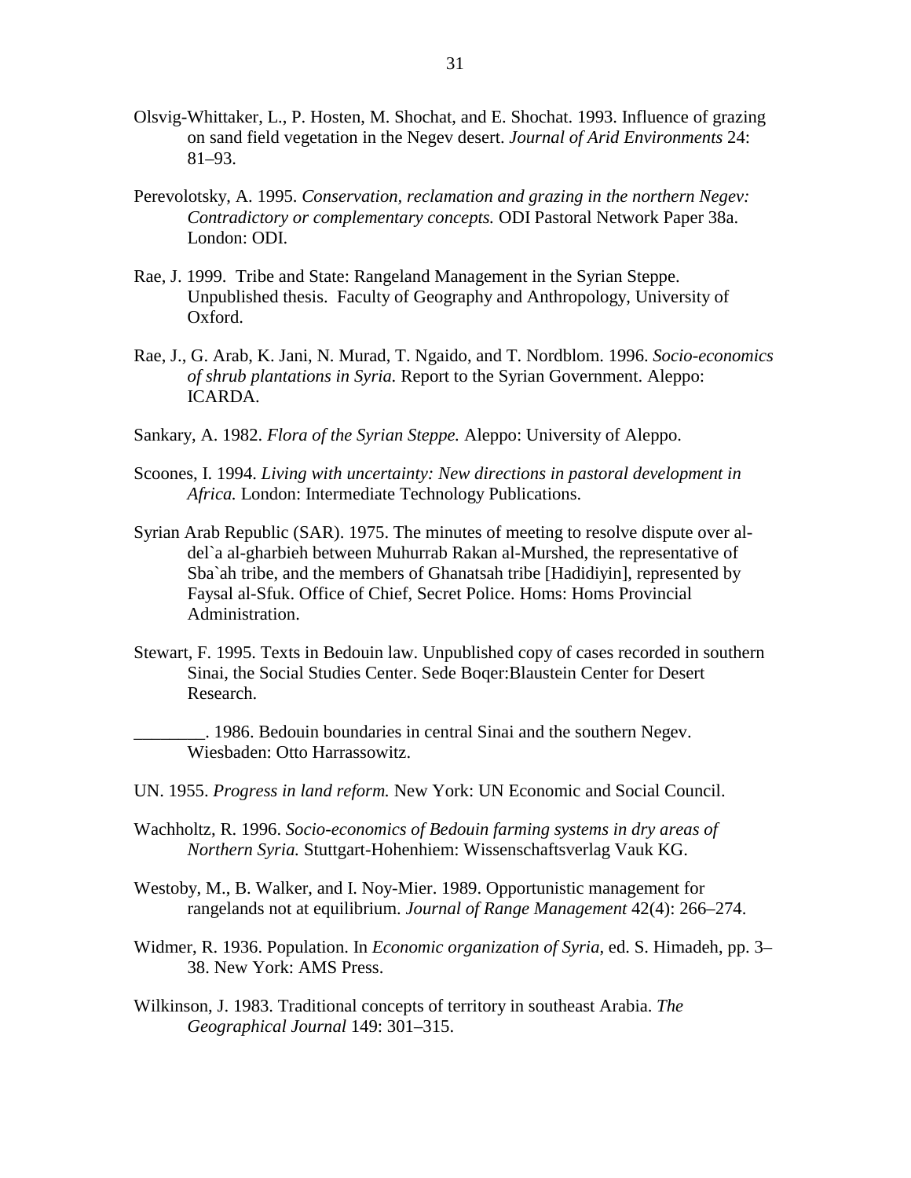Olsvig-Whittaker, L., P. Hosten, M. Shochat, and E. Shochat. 1993. Influence of grazing on sand field vegetation in the Negev desert. *Journal of Arid Environments* 24: 81–93.

Perevolotsky, A. 1995. *Conservation, reclamation and grazing in the northern Negev: Contradictory or complementary concepts.* ODI Pastoral Network Paper 38a. London: ODI.

Rae, J. 1999. Tribe and State: Rangeland Management in the Syrian Steppe. Unpublished thesis. Faculty of Geography and Anthropology, University of Oxford.

Rae, J., G. Arab, K. Jani, N. Murad, T. Ngaido, and T. Nordblom. 1996. *Socio-economics of shrub plantations in Syria.* Report to the Syrian Government. Aleppo: ICARDA.

Sankary, A. 1982. *Flora of the Syrian Steppe.* Aleppo: University of Aleppo.

Scoones, I. 1994. *Living with uncertainty: New directions in pastoral development in Africa.* London: Intermediate Technology Publications.

Syrian Arab Republic (SAR). 1975. The minutes of meeting to resolve dispute over al-del`a al-gharbieh between Muhurrab Rakan al-Murshed, the representative of Sba`ah tribe, and the members of Ghanatsah tribe [Hadidiyin], represented by Faysal al-Sfuk. Office of Chief, Secret Police. Homs: Homs Provincial Administration.

Stewart, F. 1995. Texts in Bedouin law. Unpublished copy of cases recorded in southern Sinai, the Social Studies Center. Sede Boqer:Blaustein Center for Desert Research.

________. 1986. Bedouin boundaries in central Sinai and the southern Negev. Wiesbaden: Otto Harrassowitz.

UN. 1955. *Progress in land reform.* New York: UN Economic and Social Council.

Wachholtz, R. 1996. *Socio-economics of Bedouin farming systems in dry areas of Northern Syria.* Stuttgart-Hohenhiem: Wissenschaftsverlag Vauk KG.

Westoby, M., B. Walker, and I. Noy-Mier. 1989. Opportunistic management for rangelands not at equilibrium. *Journal of Range Management* 42(4): 266–274.

Widmer, R. 1936. Population. In *Economic organization of Syria*, ed. S. Himadeh, pp. 3–38. New York: AMS Press.

Wilkinson, J. 1983. Traditional concepts of territory in southeast Arabia. *The Geographical Journal* 149: 301–315.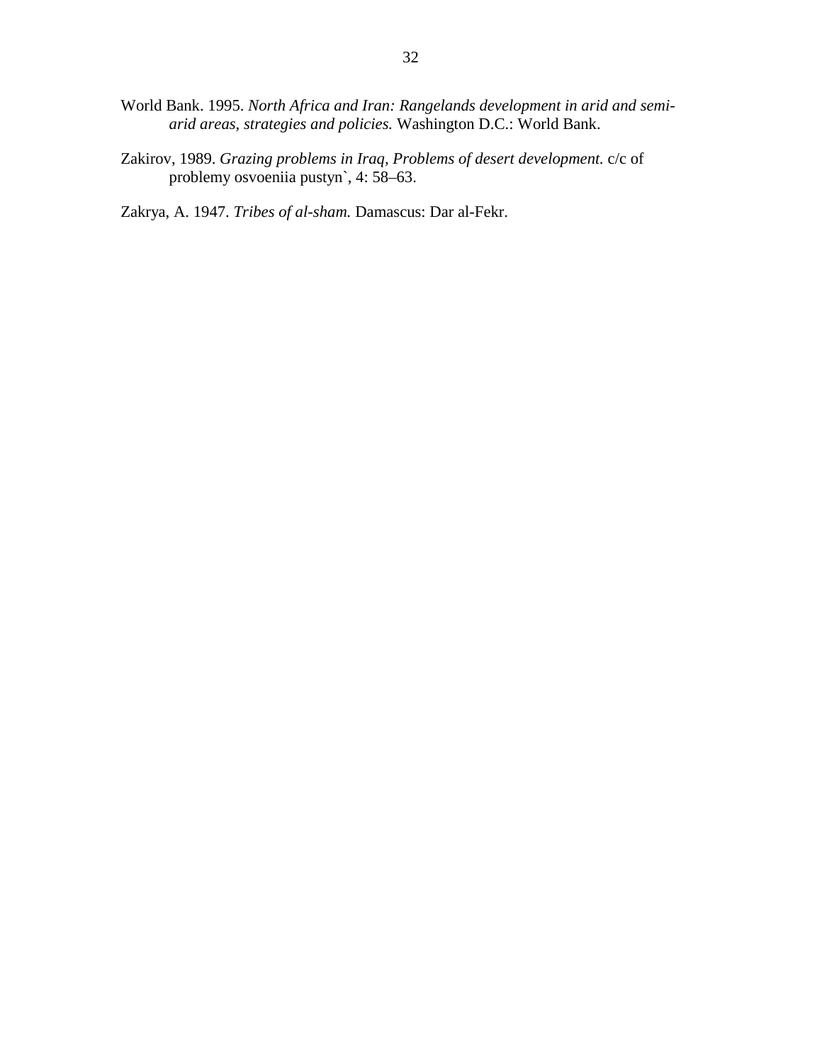World Bank. 1995. *North Africa and Iran: Rangelands development in arid and semi-arid areas, strategies and policies.* Washington D.C.: World Bank.

Zakirov, 1989. *Grazing problems in Iraq, Problems of desert development.* c/c of problemy osvoeniia pustyn`, 4: 58–63.

Zakrya, A. 1947. *Tribes of al-sham.* Damascus: Dar al-Fekr.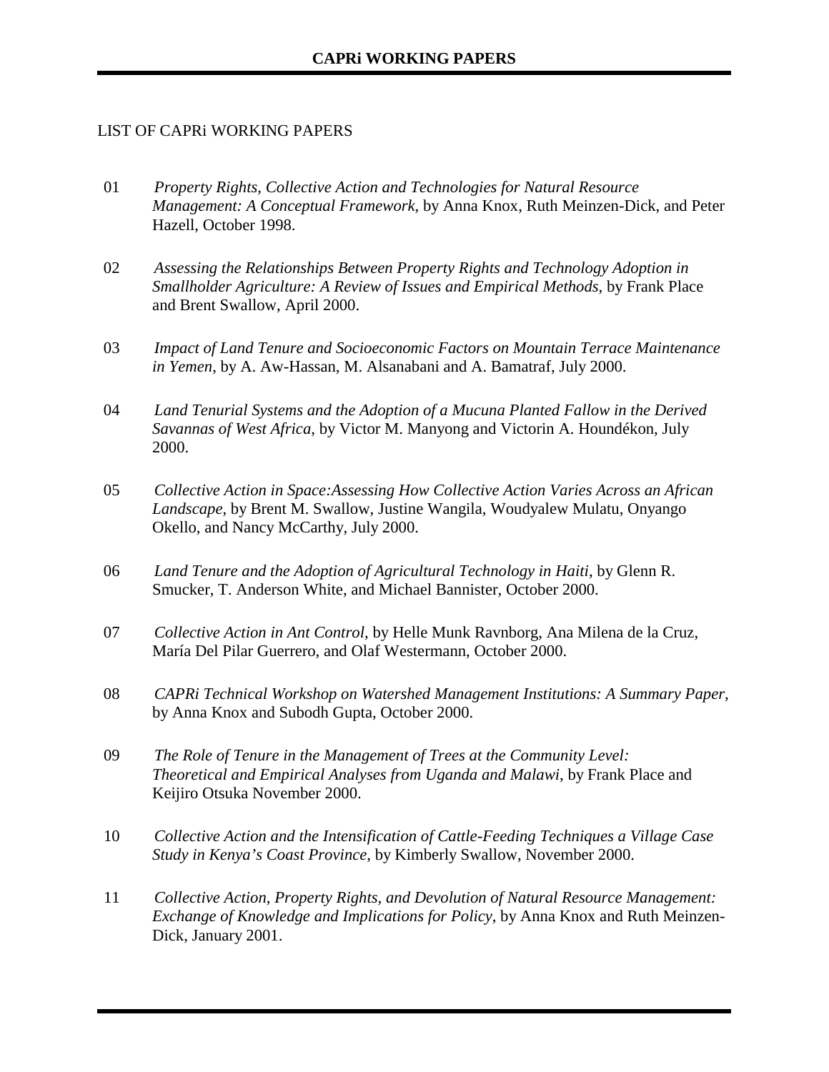LIST OF CAPRi WORKING PAPERS

01 *Property Rights, Collective Action and Technologies for Natural Resource Management: A Conceptual Framework*, by Anna Knox, Ruth Meinzen-Dick, and Peter Hazell, October 1998.

02 *Assessing the Relationships Between Property Rights and Technology Adoption in Smallholder Agriculture: A Review of Issues and Empirical Methods*, by Frank Place and Brent Swallow, April 2000.

03 *Impact of Land Tenure and Socioeconomic Factors on Mountain Terrace Maintenance in Yemen*, by A. Aw-Hassan, M. Alsanabani and A. Bamatraf, July 2000.

04 *Land Tenurial Systems and the Adoption of a Mucuna Planted Fallow in the Derived Savannas of West Africa*, by Victor M. Manyong and Victorin A. Houndékon, July 2000.

05 *Collective Action in Space:Assessing How Collective Action Varies Across an African Landscape*, by Brent M. Swallow, Justine Wangila, Woudyalew Mulatu, Onyango Okello, and Nancy McCarthy, July 2000.

06 *Land Tenure and the Adoption of Agricultural Technology in Haiti*, by Glenn R. Smucker, T. Anderson White, and Michael Bannister, October 2000.

07 *Collective Action in Ant Control*, by Helle Munk Ravnborg, Ana Milena de la Cruz, María Del Pilar Guerrero, and Olaf Westermann, October 2000.

08 *CAPRi Technical Workshop on Watershed Management Institutions: A Summary Paper*, by Anna Knox and Subodh Gupta, October 2000.

09 *The Role of Tenure in the Management of Trees at the Community Level: Theoretical and Empirical Analyses from Uganda and Malawi*, by Frank Place and Keijiro Otsuka November 2000.

10 *Collective Action and the Intensification of Cattle-Feeding Techniques a Village Case Study in Kenya's Coast Province*, by Kimberly Swallow, November 2000.

11 *Collective Action, Property Rights, and Devolution of Natural Resource Management: Exchange of Knowledge and Implications for Policy*, by Anna Knox and Ruth Meinzen-Dick, January 2001.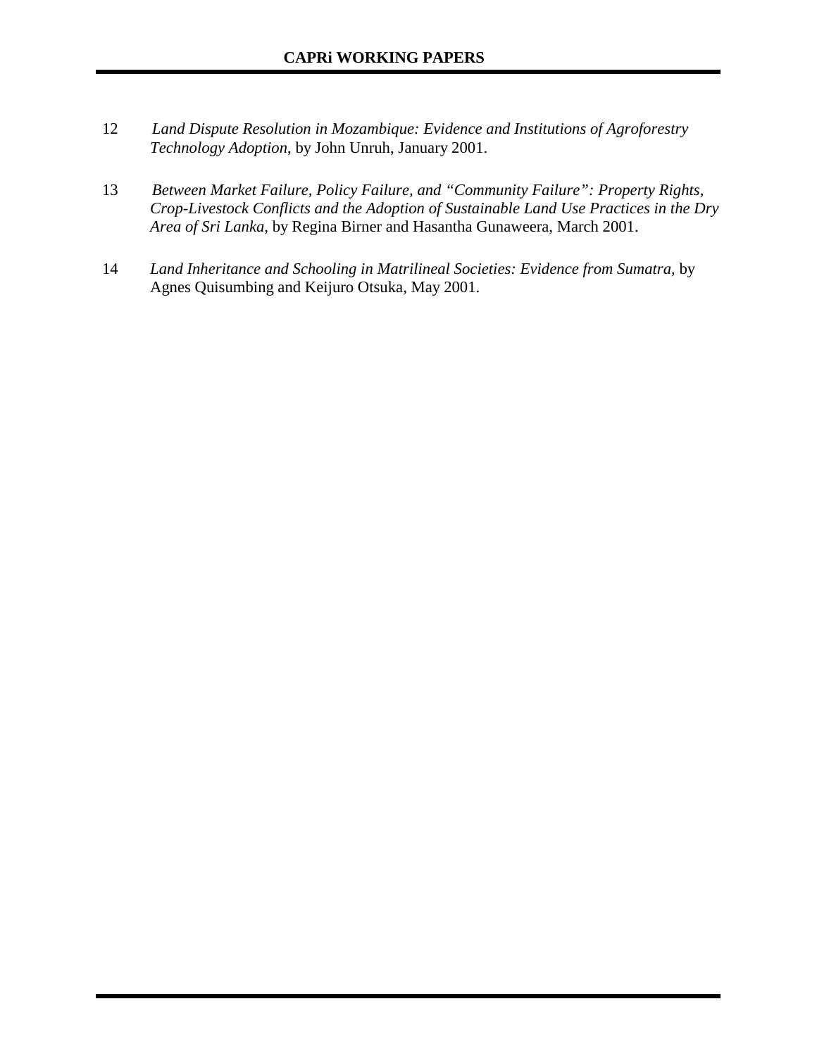## CAPRi WORKING PAPERS

12 *Land Dispute Resolution in Mozambique: Evidence and Institutions of Agroforestry Technology Adoption*, by John Unruh, January 2001.

13 *Between Market Failure, Policy Failure, and "Community Failure": Property Rights, Crop-Livestock Conflicts and the Adoption of Sustainable Land Use Practices in the Dry Area of Sri Lanka*, by Regina Birner and Hasantha Gunaweera, March 2001.

14 *Land Inheritance and Schooling in Matrilineal Societies: Evidence from Sumatra*, by Agnes Quisumbing and Keijuro Otsuka, May 2001.